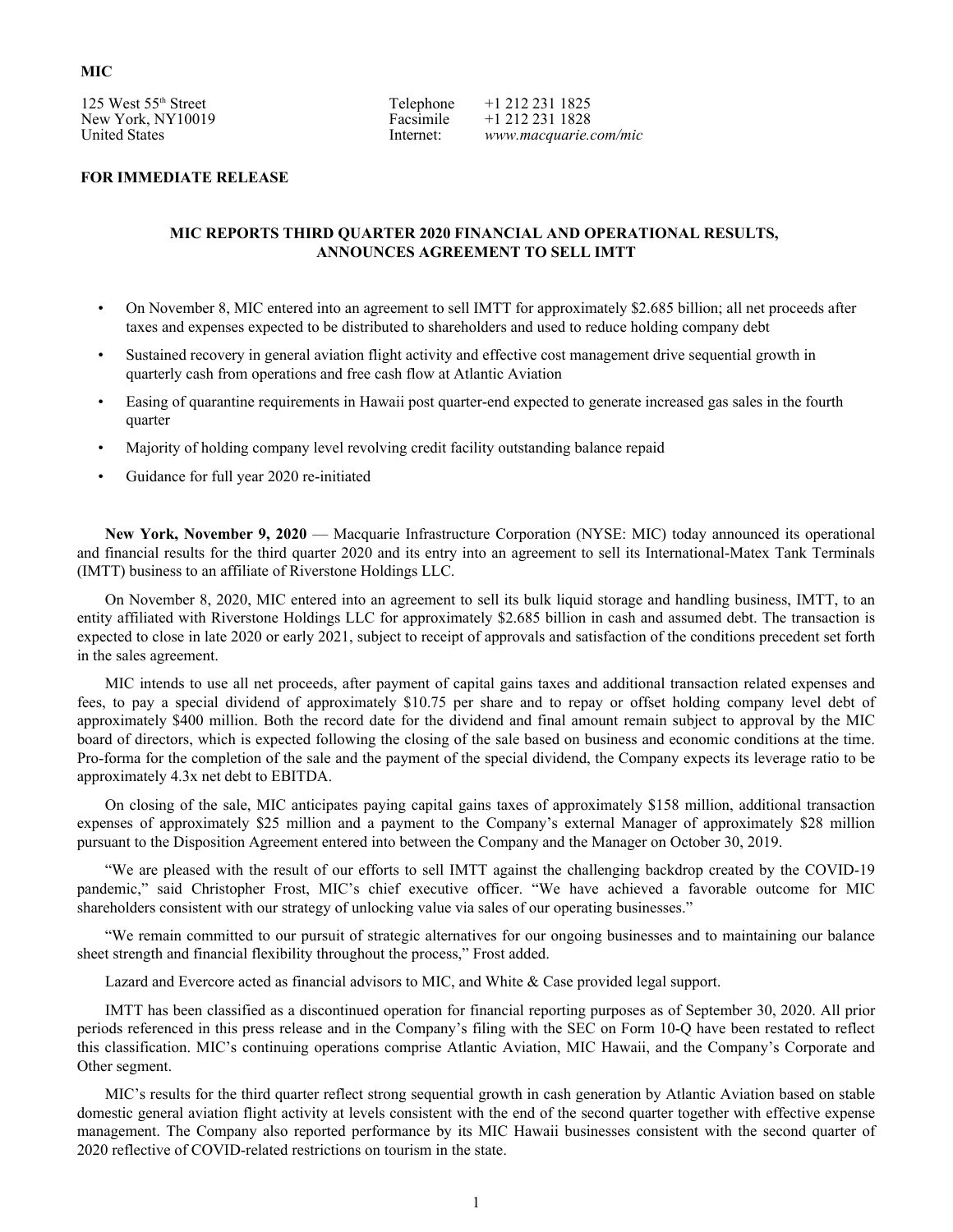**MIC**

125 West 55th Street
New York, NY10019
United States

Telephone +1 212 231 1825
Facsimile +1 212 231 1828
Internet: *www.macquarie.com/mic*

**FOR IMMEDIATE RELEASE**

## MIC REPORTS THIRD QUARTER 2020 FINANCIAL AND OPERATIONAL RESULTS, ANNOUNCES AGREEMENT TO SELL IMTT

- On November 8, MIC entered into an agreement to sell IMTT for approximately $2.685 billion; all net proceeds after taxes and expenses expected to be distributed to shareholders and used to reduce holding company debt
- Sustained recovery in general aviation flight activity and effective cost management drive sequential growth in quarterly cash from operations and free cash flow at Atlantic Aviation
- Easing of quarantine requirements in Hawaii post quarter-end expected to generate increased gas sales in the fourth quarter
- Majority of holding company level revolving credit facility outstanding balance repaid
- Guidance for full year 2020 re-initiated

**New York, November 9, 2020** — Macquarie Infrastructure Corporation (NYSE: MIC) today announced its operational and financial results for the third quarter 2020 and its entry into an agreement to sell its International-Matex Tank Terminals (IMTT) business to an affiliate of Riverstone Holdings LLC.

On November 8, 2020, MIC entered into an agreement to sell its bulk liquid storage and handling business, IMTT, to an entity affiliated with Riverstone Holdings LLC for approximately $2.685 billion in cash and assumed debt. The transaction is expected to close in late 2020 or early 2021, subject to receipt of approvals and satisfaction of the conditions precedent set forth in the sales agreement.

MIC intends to use all net proceeds, after payment of capital gains taxes and additional transaction related expenses and fees, to pay a special dividend of approximately $10.75 per share and to repay or offset holding company level debt of approximately $400 million. Both the record date for the dividend and final amount remain subject to approval by the MIC board of directors, which is expected following the closing of the sale based on business and economic conditions at the time. Pro-forma for the completion of the sale and the payment of the special dividend, the Company expects its leverage ratio to be approximately 4.3x net debt to EBITDA.

On closing of the sale, MIC anticipates paying capital gains taxes of approximately $158 million, additional transaction expenses of approximately $25 million and a payment to the Company's external Manager of approximately $28 million pursuant to the Disposition Agreement entered into between the Company and the Manager on October 30, 2019.

"We are pleased with the result of our efforts to sell IMTT against the challenging backdrop created by the COVID-19 pandemic," said Christopher Frost, MIC's chief executive officer. "We have achieved a favorable outcome for MIC shareholders consistent with our strategy of unlocking value via sales of our operating businesses."

"We remain committed to our pursuit of strategic alternatives for our ongoing businesses and to maintaining our balance sheet strength and financial flexibility throughout the process," Frost added.

Lazard and Evercore acted as financial advisors to MIC, and White & Case provided legal support.

IMTT has been classified as a discontinued operation for financial reporting purposes as of September 30, 2020. All prior periods referenced in this press release and in the Company's filing with the SEC on Form 10-Q have been restated to reflect this classification. MIC's continuing operations comprise Atlantic Aviation, MIC Hawaii, and the Company's Corporate and Other segment.

MIC's results for the third quarter reflect strong sequential growth in cash generation by Atlantic Aviation based on stable domestic general aviation flight activity at levels consistent with the end of the second quarter together with effective expense management. The Company also reported performance by its MIC Hawaii businesses consistent with the second quarter of 2020 reflective of COVID-related restrictions on tourism in the state.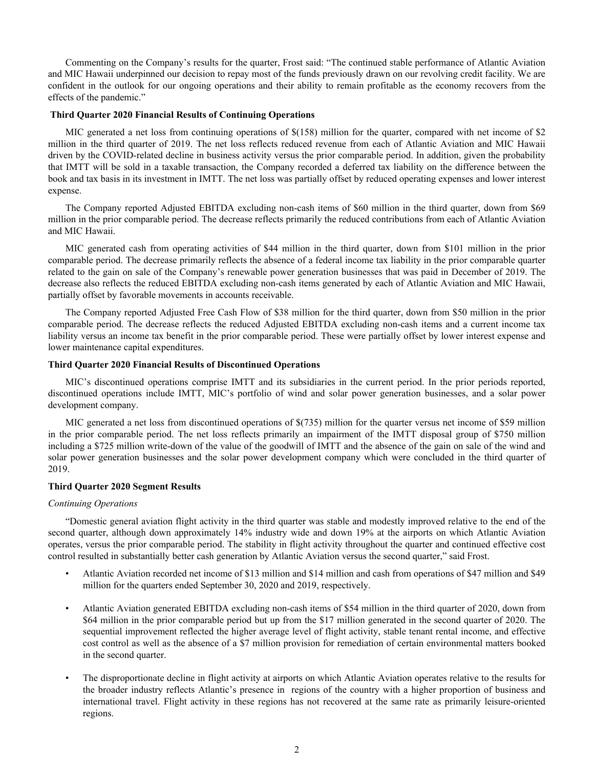Commenting on the Company's results for the quarter, Frost said: "The continued stable performance of Atlantic Aviation and MIC Hawaii underpinned our decision to repay most of the funds previously drawn on our revolving credit facility. We are confident in the outlook for our ongoing operations and their ability to remain profitable as the economy recovers from the effects of the pandemic."

**Third Quarter 2020 Financial Results of Continuing Operations**

MIC generated a net loss from continuing operations of $(158) million for the quarter, compared with net income of $2 million in the third quarter of 2019. The net loss reflects reduced revenue from each of Atlantic Aviation and MIC Hawaii driven by the COVID-related decline in business activity versus the prior comparable period. In addition, given the probability that IMTT will be sold in a taxable transaction, the Company recorded a deferred tax liability on the difference between the book and tax basis in its investment in IMTT. The net loss was partially offset by reduced operating expenses and lower interest expense.

The Company reported Adjusted EBITDA excluding non-cash items of $60 million in the third quarter, down from $69 million in the prior comparable period. The decrease reflects primarily the reduced contributions from each of Atlantic Aviation and MIC Hawaii.

MIC generated cash from operating activities of $44 million in the third quarter, down from $101 million in the prior comparable period. The decrease primarily reflects the absence of a federal income tax liability in the prior comparable quarter related to the gain on sale of the Company's renewable power generation businesses that was paid in December of 2019. The decrease also reflects the reduced EBITDA excluding non-cash items generated by each of Atlantic Aviation and MIC Hawaii, partially offset by favorable movements in accounts receivable.

The Company reported Adjusted Free Cash Flow of $38 million for the third quarter, down from $50 million in the prior comparable period. The decrease reflects the reduced Adjusted EBITDA excluding non-cash items and a current income tax liability versus an income tax benefit in the prior comparable period. These were partially offset by lower interest expense and lower maintenance capital expenditures.

**Third Quarter 2020 Financial Results of Discontinued Operations**

MIC's discontinued operations comprise IMTT and its subsidiaries in the current period. In the prior periods reported, discontinued operations include IMTT, MIC's portfolio of wind and solar power generation businesses, and a solar power development company.

MIC generated a net loss from discontinued operations of $(735) million for the quarter versus net income of $59 million in the prior comparable period. The net loss reflects primarily an impairment of the IMTT disposal group of $750 million including a $725 million write-down of the value of the goodwill of IMTT and the absence of the gain on sale of the wind and solar power generation businesses and the solar power development company which were concluded in the third quarter of 2019.

**Third Quarter 2020 Segment Results**

*Continuing Operations*

"Domestic general aviation flight activity in the third quarter was stable and modestly improved relative to the end of the second quarter, although down approximately 14% industry wide and down 19% at the airports on which Atlantic Aviation operates, versus the prior comparable period. The stability in flight activity throughout the quarter and continued effective cost control resulted in substantially better cash generation by Atlantic Aviation versus the second quarter," said Frost.

- Atlantic Aviation recorded net income of $13 million and $14 million and cash from operations of $47 million and $49 million for the quarters ended September 30, 2020 and 2019, respectively.
- Atlantic Aviation generated EBITDA excluding non-cash items of $54 million in the third quarter of 2020, down from $64 million in the prior comparable period but up from the $17 million generated in the second quarter of 2020. The sequential improvement reflected the higher average level of flight activity, stable tenant rental income, and effective cost control as well as the absence of a $7 million provision for remediation of certain environmental matters booked in the second quarter.
- The disproportionate decline in flight activity at airports on which Atlantic Aviation operates relative to the results for the broader industry reflects Atlantic's presence in regions of the country with a higher proportion of business and international travel. Flight activity in these regions has not recovered at the same rate as primarily leisure-oriented regions.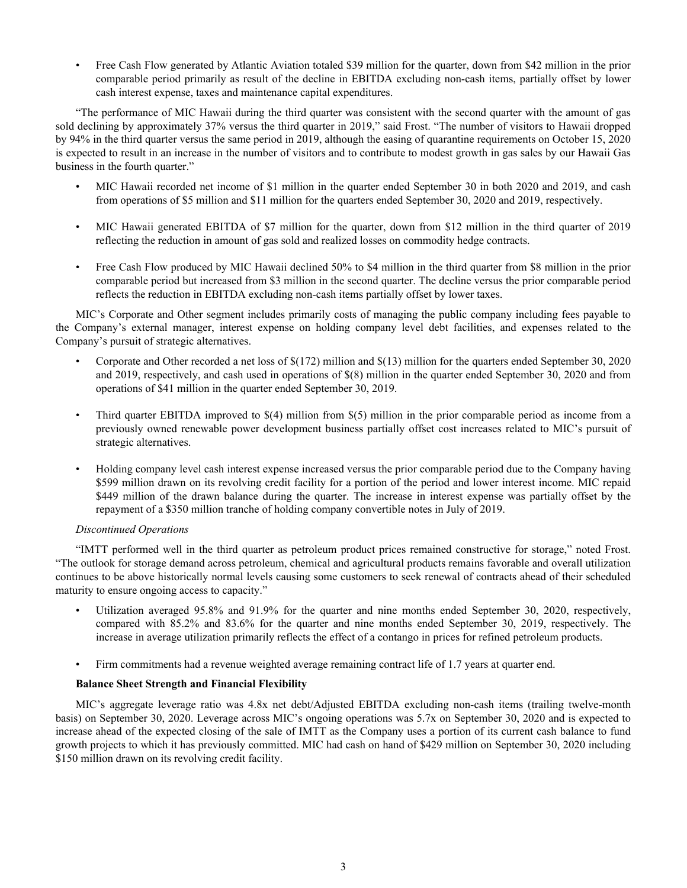- Free Cash Flow generated by Atlantic Aviation totaled $39 million for the quarter, down from $42 million in the prior comparable period primarily as result of the decline in EBITDA excluding non-cash items, partially offset by lower cash interest expense, taxes and maintenance capital expenditures.

"The performance of MIC Hawaii during the third quarter was consistent with the second quarter with the amount of gas sold declining by approximately 37% versus the third quarter in 2019," said Frost. "The number of visitors to Hawaii dropped by 94% in the third quarter versus the same period in 2019, although the easing of quarantine requirements on October 15, 2020 is expected to result in an increase in the number of visitors and to contribute to modest growth in gas sales by our Hawaii Gas business in the fourth quarter."

- MIC Hawaii recorded net income of $1 million in the quarter ended September 30 in both 2020 and 2019, and cash from operations of $5 million and $11 million for the quarters ended September 30, 2020 and 2019, respectively.

- MIC Hawaii generated EBITDA of $7 million for the quarter, down from $12 million in the third quarter of 2019 reflecting the reduction in amount of gas sold and realized losses on commodity hedge contracts.

- Free Cash Flow produced by MIC Hawaii declined 50% to $4 million in the third quarter from $8 million in the prior comparable period but increased from $3 million in the second quarter. The decline versus the prior comparable period reflects the reduction in EBITDA excluding non-cash items partially offset by lower taxes.

MIC's Corporate and Other segment includes primarily costs of managing the public company including fees payable to the Company's external manager, interest expense on holding company level debt facilities, and expenses related to the Company's pursuit of strategic alternatives.

- Corporate and Other recorded a net loss of $(172) million and $(13) million for the quarters ended September 30, 2020 and 2019, respectively, and cash used in operations of $(8) million in the quarter ended September 30, 2020 and from operations of $41 million in the quarter ended September 30, 2019.

- Third quarter EBITDA improved to $(4) million from $(5) million in the prior comparable period as income from a previously owned renewable power development business partially offset cost increases related to MIC's pursuit of strategic alternatives.

- Holding company level cash interest expense increased versus the prior comparable period due to the Company having $599 million drawn on its revolving credit facility for a portion of the period and lower interest income. MIC repaid $449 million of the drawn balance during the quarter. The increase in interest expense was partially offset by the repayment of a $350 million tranche of holding company convertible notes in July of 2019.

*Discontinued Operations*

"IMTT performed well in the third quarter as petroleum product prices remained constructive for storage," noted Frost. "The outlook for storage demand across petroleum, chemical and agricultural products remains favorable and overall utilization continues to be above historically normal levels causing some customers to seek renewal of contracts ahead of their scheduled maturity to ensure ongoing access to capacity."

- Utilization averaged 95.8% and 91.9% for the quarter and nine months ended September 30, 2020, respectively, compared with 85.2% and 83.6% for the quarter and nine months ended September 30, 2019, respectively. The increase in average utilization primarily reflects the effect of a contango in prices for refined petroleum products.

- Firm commitments had a revenue weighted average remaining contract life of 1.7 years at quarter end.

**Balance Sheet Strength and Financial Flexibility**

MIC's aggregate leverage ratio was 4.8x net debt/Adjusted EBITDA excluding non-cash items (trailing twelve-month basis) on September 30, 2020. Leverage across MIC's ongoing operations was 5.7x on September 30, 2020 and is expected to increase ahead of the expected closing of the sale of IMTT as the Company uses a portion of its current cash balance to fund growth projects to which it has previously committed. MIC had cash on hand of $429 million on September 30, 2020 including $150 million drawn on its revolving credit facility.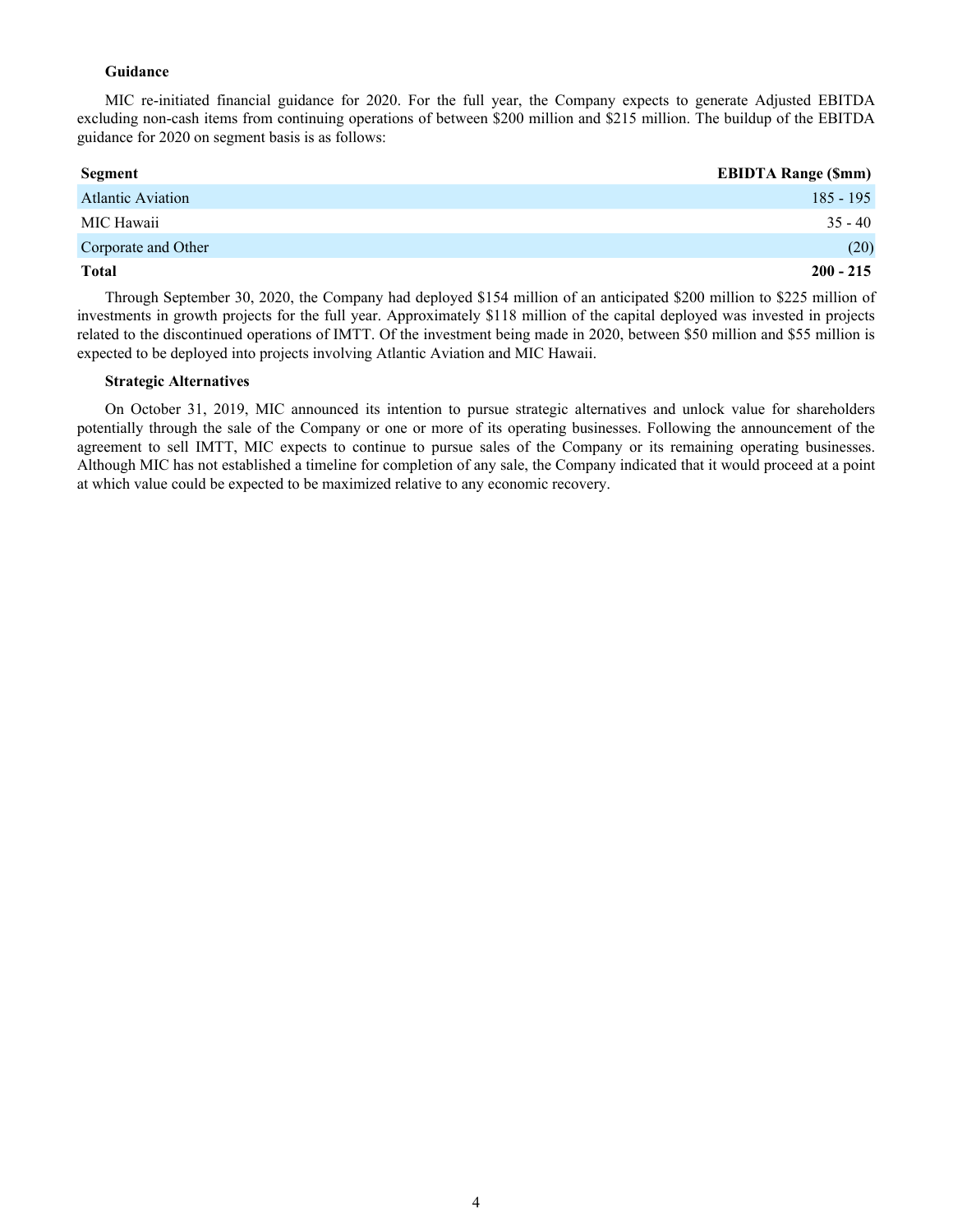### Guidance

MIC re-initiated financial guidance for 2020. For the full year, the Company expects to generate Adjusted EBITDA excluding non-cash items from continuing operations of between $200 million and $215 million. The buildup of the EBITDA guidance for 2020 on segment basis is as follows:

| Segment | EBIDTA Range ($mm) |
|---|---|
| Atlantic Aviation | 185 - 195 |
| MIC Hawaii | 35 - 40 |
| Corporate and Other | (20) |
| **Total** | **200 - 215** |

Through September 30, 2020, the Company had deployed $154 million of an anticipated $200 million to $225 million of investments in growth projects for the full year. Approximately $118 million of the capital deployed was invested in projects related to the discontinued operations of IMTT. Of the investment being made in 2020, between $50 million and $55 million is expected to be deployed into projects involving Atlantic Aviation and MIC Hawaii.

### Strategic Alternatives

On October 31, 2019, MIC announced its intention to pursue strategic alternatives and unlock value for shareholders potentially through the sale of the Company or one or more of its operating businesses. Following the announcement of the agreement to sell IMTT, MIC expects to continue to pursue sales of the Company or its remaining operating businesses. Although MIC has not established a timeline for completion of any sale, the Company indicated that it would proceed at a point at which value could be expected to be maximized relative to any economic recovery.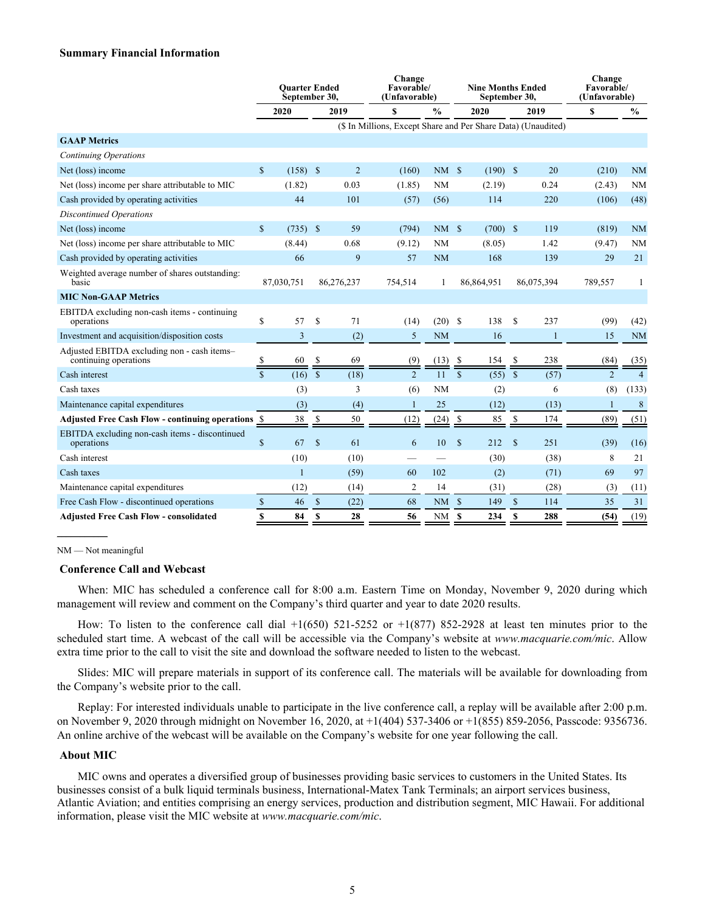### Summary Financial Information

| | Quarter Ended September 30, | | Change Favorable/ (Unfavorable) | | Nine Months Ended September 30, | | Change Favorable/ (Unfavorable) | |
|---|---|---|---|---|---|---|---|---|
| | 2020 | 2019 | $ | % | 2020 | 2019 | $ | % |
| | ($ In Millions, Except Share and Per Share Data) (Unaudited) | | | | | | | |
| **GAAP Metrics** | | | | | | | | |
| *Continuing Operations* | | | | | | | | |
| Net (loss) income | $ (158) | $ 2 | (160) | NM | $ (190) | $ 20 | (210) | NM |
| Net (loss) income per share attributable to MIC | (1.82) | 0.03 | (1.85) | NM | (2.19) | 0.24 | (2.43) | NM |
| Cash provided by operating activities | 44 | 101 | (57) | (56) | 114 | 220 | (106) | (48) |
| *Discontinued Operations* | | | | | | | | |
| Net (loss) income | $ (735) | $ 59 | (794) | NM | $ (700) | $ 119 | (819) | NM |
| Net (loss) income per share attributable to MIC | (8.44) | 0.68 | (9.12) | NM | (8.05) | 1.42 | (9.47) | NM |
| Cash provided by operating activities | 66 | 9 | 57 | NM | 168 | 139 | 29 | 21 |
| Weighted average number of shares outstanding: basic | 87,030,751 | 86,276,237 | 754,514 | 1 | 86,864,951 | 86,075,394 | 789,557 | 1 |
| **MIC Non-GAAP Metrics** | | | | | | | | |
| EBITDA excluding non-cash items - continuing operations | $ 57 | $ 71 | (14) | (20) | $ 138 | $ 237 | (99) | (42) |
| Investment and acquisition/disposition costs | 3 | (2) | 5 | NM | 16 | 1 | 15 | NM |
| Adjusted EBITDA excluding non - cash items– continuing operations | $ 60 | $ 69 | (9) | (13) | $ 154 | $ 238 | (84) | (35) |
| Cash interest | $ (16) | $ (18) | 2 | 11 | $ (55) | $ (57) | 2 | 4 |
| Cash taxes | (3) | 3 | (6) | NM | (2) | 6 | (8) | (133) |
| Maintenance capital expenditures | (3) | (4) | 1 | 25 | (12) | (13) | 1 | 8 |
| **Adjusted Free Cash Flow - continuing operations** | $ 38 | $ 50 | (12) | (24) | $ 85 | $ 174 | (89) | (51) |
| EBITDA excluding non-cash items - discontinued operations | $ 67 | $ 61 | 6 | 10 | $ 212 | $ 251 | (39) | (16) |
| Cash interest | (10) | (10) | — | — | (30) | (38) | 8 | 21 |
| Cash taxes | 1 | (59) | 60 | 102 | (2) | (71) | 69 | 97 |
| Maintenance capital expenditures | (12) | (14) | 2 | 14 | (31) | (28) | (3) | (11) |
| Free Cash Flow - discontinued operations | $ 46 | $ (22) | 68 | NM | $ 149 | $ 114 | 35 | 31 |
| **Adjusted Free Cash Flow - consolidated** | **$ 84** | **$ 28** | **56** | NM | **$ 234** | **$ 288** | **(54)** | (19) |

NM — Not meaningful

### Conference Call and Webcast

When: MIC has scheduled a conference call for 8:00 a.m. Eastern Time on Monday, November 9, 2020 during which management will review and comment on the Company's third quarter and year to date 2020 results.

How: To listen to the conference call dial +1(650) 521-5252 or +1(877) 852-2928 at least ten minutes prior to the scheduled start time. A webcast of the call will be accessible via the Company's website at *www.macquarie.com/mic*. Allow extra time prior to the call to visit the site and download the software needed to listen to the webcast.

Slides: MIC will prepare materials in support of its conference call. The materials will be available for downloading from the Company's website prior to the call.

Replay: For interested individuals unable to participate in the live conference call, a replay will be available after 2:00 p.m. on November 9, 2020 through midnight on November 16, 2020, at +1(404) 537-3406 or +1(855) 859-2056, Passcode: 9356736. An online archive of the webcast will be available on the Company's website for one year following the call.

### About MIC

MIC owns and operates a diversified group of businesses providing basic services to customers in the United States. Its businesses consist of a bulk liquid terminals business, International-Matex Tank Terminals; an airport services business, Atlantic Aviation; and entities comprising an energy services, production and distribution segment, MIC Hawaii. For additional information, please visit the MIC website at *www.macquarie.com/mic*.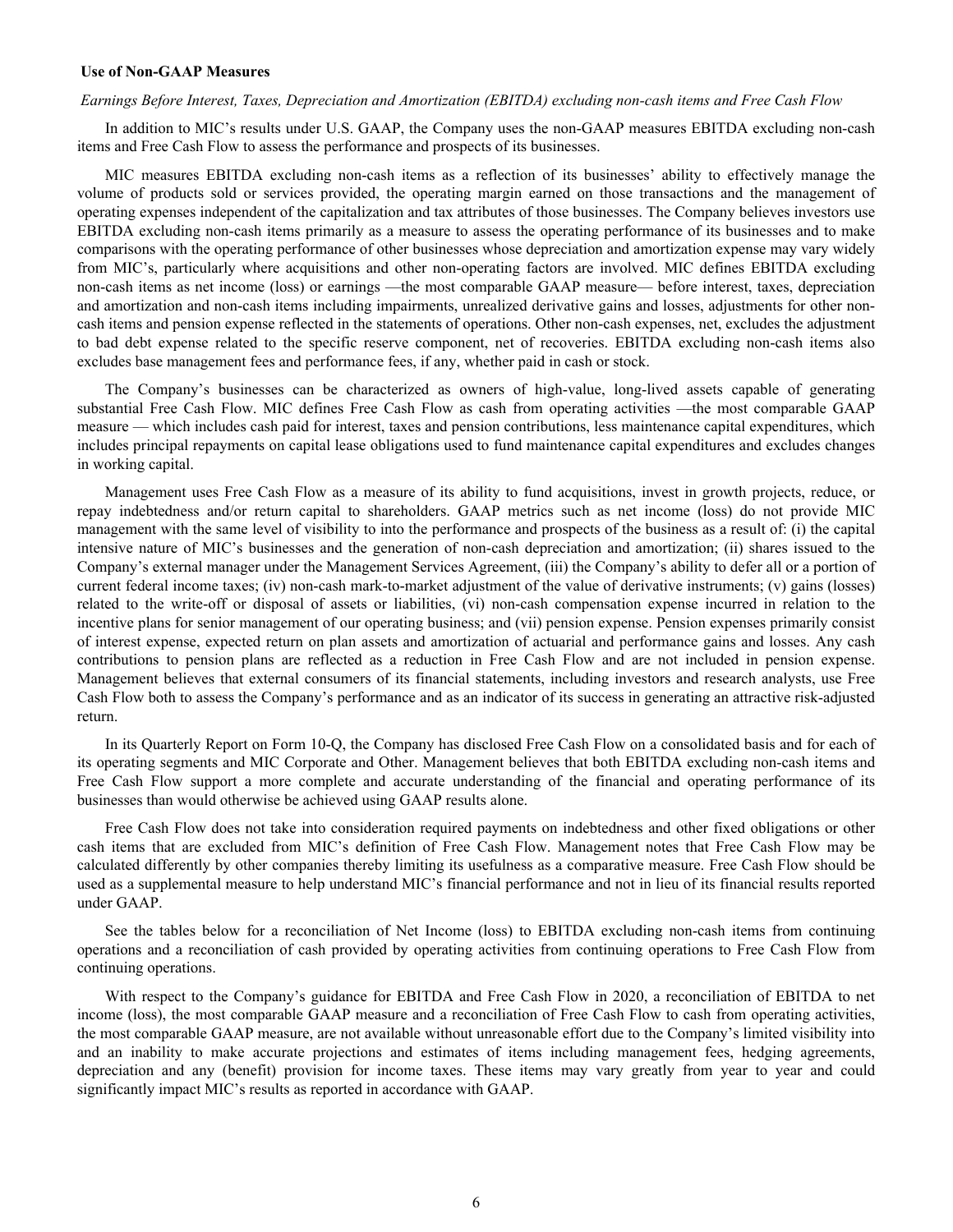**Use of Non-GAAP Measures**

*Earnings Before Interest, Taxes, Depreciation and Amortization (EBITDA) excluding non-cash items and Free Cash Flow*

In addition to MIC's results under U.S. GAAP, the Company uses the non-GAAP measures EBITDA excluding non-cash items and Free Cash Flow to assess the performance and prospects of its businesses.

MIC measures EBITDA excluding non-cash items as a reflection of its businesses' ability to effectively manage the volume of products sold or services provided, the operating margin earned on those transactions and the management of operating expenses independent of the capitalization and tax attributes of those businesses. The Company believes investors use EBITDA excluding non-cash items primarily as a measure to assess the operating performance of its businesses and to make comparisons with the operating performance of other businesses whose depreciation and amortization expense may vary widely from MIC's, particularly where acquisitions and other non-operating factors are involved. MIC defines EBITDA excluding non-cash items as net income (loss) or earnings —the most comparable GAAP measure— before interest, taxes, depreciation and amortization and non-cash items including impairments, unrealized derivative gains and losses, adjustments for other non-cash items and pension expense reflected in the statements of operations. Other non-cash expenses, net, excludes the adjustment to bad debt expense related to the specific reserve component, net of recoveries. EBITDA excluding non-cash items also excludes base management fees and performance fees, if any, whether paid in cash or stock.

The Company's businesses can be characterized as owners of high-value, long-lived assets capable of generating substantial Free Cash Flow. MIC defines Free Cash Flow as cash from operating activities —the most comparable GAAP measure — which includes cash paid for interest, taxes and pension contributions, less maintenance capital expenditures, which includes principal repayments on capital lease obligations used to fund maintenance capital expenditures and excludes changes in working capital.

Management uses Free Cash Flow as a measure of its ability to fund acquisitions, invest in growth projects, reduce, or repay indebtedness and/or return capital to shareholders. GAAP metrics such as net income (loss) do not provide MIC management with the same level of visibility to into the performance and prospects of the business as a result of: (i) the capital intensive nature of MIC's businesses and the generation of non-cash depreciation and amortization; (ii) shares issued to the Company's external manager under the Management Services Agreement, (iii) the Company's ability to defer all or a portion of current federal income taxes; (iv) non-cash mark-to-market adjustment of the value of derivative instruments; (v) gains (losses) related to the write-off or disposal of assets or liabilities, (vi) non-cash compensation expense incurred in relation to the incentive plans for senior management of our operating business; and (vii) pension expense. Pension expenses primarily consist of interest expense, expected return on plan assets and amortization of actuarial and performance gains and losses. Any cash contributions to pension plans are reflected as a reduction in Free Cash Flow and are not included in pension expense. Management believes that external consumers of its financial statements, including investors and research analysts, use Free Cash Flow both to assess the Company's performance and as an indicator of its success in generating an attractive risk-adjusted return.

In its Quarterly Report on Form 10-Q, the Company has disclosed Free Cash Flow on a consolidated basis and for each of its operating segments and MIC Corporate and Other. Management believes that both EBITDA excluding non-cash items and Free Cash Flow support a more complete and accurate understanding of the financial and operating performance of its businesses than would otherwise be achieved using GAAP results alone.

Free Cash Flow does not take into consideration required payments on indebtedness and other fixed obligations or other cash items that are excluded from MIC's definition of Free Cash Flow. Management notes that Free Cash Flow may be calculated differently by other companies thereby limiting its usefulness as a comparative measure. Free Cash Flow should be used as a supplemental measure to help understand MIC's financial performance and not in lieu of its financial results reported under GAAP.

See the tables below for a reconciliation of Net Income (loss) to EBITDA excluding non-cash items from continuing operations and a reconciliation of cash provided by operating activities from continuing operations to Free Cash Flow from continuing operations.

With respect to the Company's guidance for EBITDA and Free Cash Flow in 2020, a reconciliation of EBITDA to net income (loss), the most comparable GAAP measure and a reconciliation of Free Cash Flow to cash from operating activities, the most comparable GAAP measure, are not available without unreasonable effort due to the Company's limited visibility into and an inability to make accurate projections and estimates of items including management fees, hedging agreements, depreciation and any (benefit) provision for income taxes. These items may vary greatly from year to year and could significantly impact MIC's results as reported in accordance with GAAP.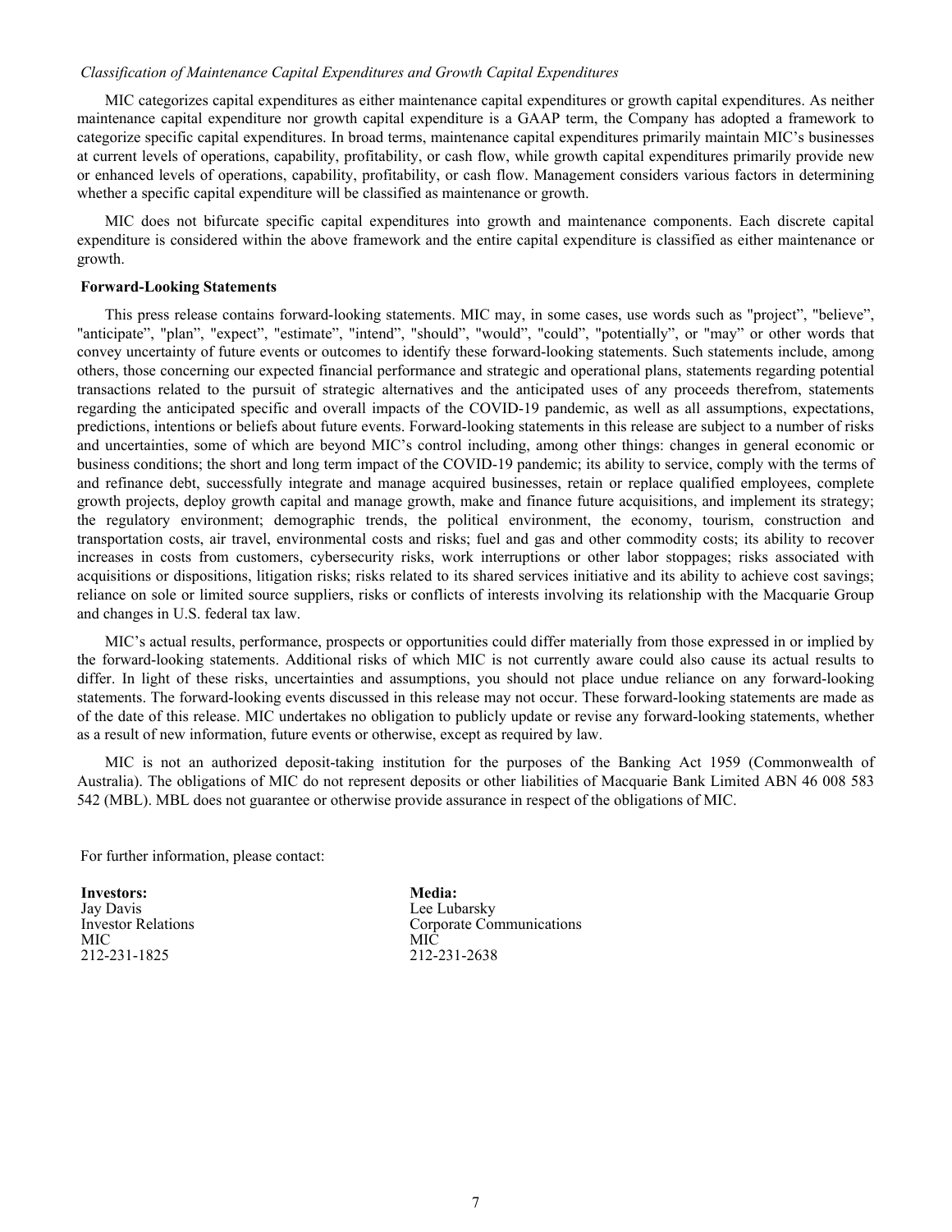*Classification of Maintenance Capital Expenditures and Growth Capital Expenditures*

MIC categorizes capital expenditures as either maintenance capital expenditures or growth capital expenditures. As neither maintenance capital expenditure nor growth capital expenditure is a GAAP term, the Company has adopted a framework to categorize specific capital expenditures. In broad terms, maintenance capital expenditures primarily maintain MIC's businesses at current levels of operations, capability, profitability, or cash flow, while growth capital expenditures primarily provide new or enhanced levels of operations, capability, profitability, or cash flow. Management considers various factors in determining whether a specific capital expenditure will be classified as maintenance or growth.

MIC does not bifurcate specific capital expenditures into growth and maintenance components. Each discrete capital expenditure is considered within the above framework and the entire capital expenditure is classified as either maintenance or growth.

**Forward-Looking Statements**

This press release contains forward-looking statements. MIC may, in some cases, use words such as "project", "believe", "anticipate", "plan", "expect", "estimate", "intend", "should", "would", "could", "potentially", or "may" or other words that convey uncertainty of future events or outcomes to identify these forward-looking statements. Such statements include, among others, those concerning our expected financial performance and strategic and operational plans, statements regarding potential transactions related to the pursuit of strategic alternatives and the anticipated uses of any proceeds therefrom, statements regarding the anticipated specific and overall impacts of the COVID-19 pandemic, as well as all assumptions, expectations, predictions, intentions or beliefs about future events. Forward-looking statements in this release are subject to a number of risks and uncertainties, some of which are beyond MIC's control including, among other things: changes in general economic or business conditions; the short and long term impact of the COVID-19 pandemic; its ability to service, comply with the terms of and refinance debt, successfully integrate and manage acquired businesses, retain or replace qualified employees, complete growth projects, deploy growth capital and manage growth, make and finance future acquisitions, and implement its strategy; the regulatory environment; demographic trends, the political environment, the economy, tourism, construction and transportation costs, air travel, environmental costs and risks; fuel and gas and other commodity costs; its ability to recover increases in costs from customers, cybersecurity risks, work interruptions or other labor stoppages; risks associated with acquisitions or dispositions, litigation risks; risks related to its shared services initiative and its ability to achieve cost savings; reliance on sole or limited source suppliers, risks or conflicts of interests involving its relationship with the Macquarie Group and changes in U.S. federal tax law.

MIC's actual results, performance, prospects or opportunities could differ materially from those expressed in or implied by the forward-looking statements. Additional risks of which MIC is not currently aware could also cause its actual results to differ. In light of these risks, uncertainties and assumptions, you should not place undue reliance on any forward-looking statements. The forward-looking events discussed in this release may not occur. These forward-looking statements are made as of the date of this release. MIC undertakes no obligation to publicly update or revise any forward-looking statements, whether as a result of new information, future events or otherwise, except as required by law.

MIC is not an authorized deposit-taking institution for the purposes of the Banking Act 1959 (Commonwealth of Australia). The obligations of MIC do not represent deposits or other liabilities of Macquarie Bank Limited ABN 46 008 583 542 (MBL). MBL does not guarantee or otherwise provide assurance in respect of the obligations of MIC.

For further information, please contact:

**Investors:**
Jay Davis
Investor Relations
MIC
212-231-1825

**Media:**
Lee Lubarsky
Corporate Communications
MIC
212-231-2638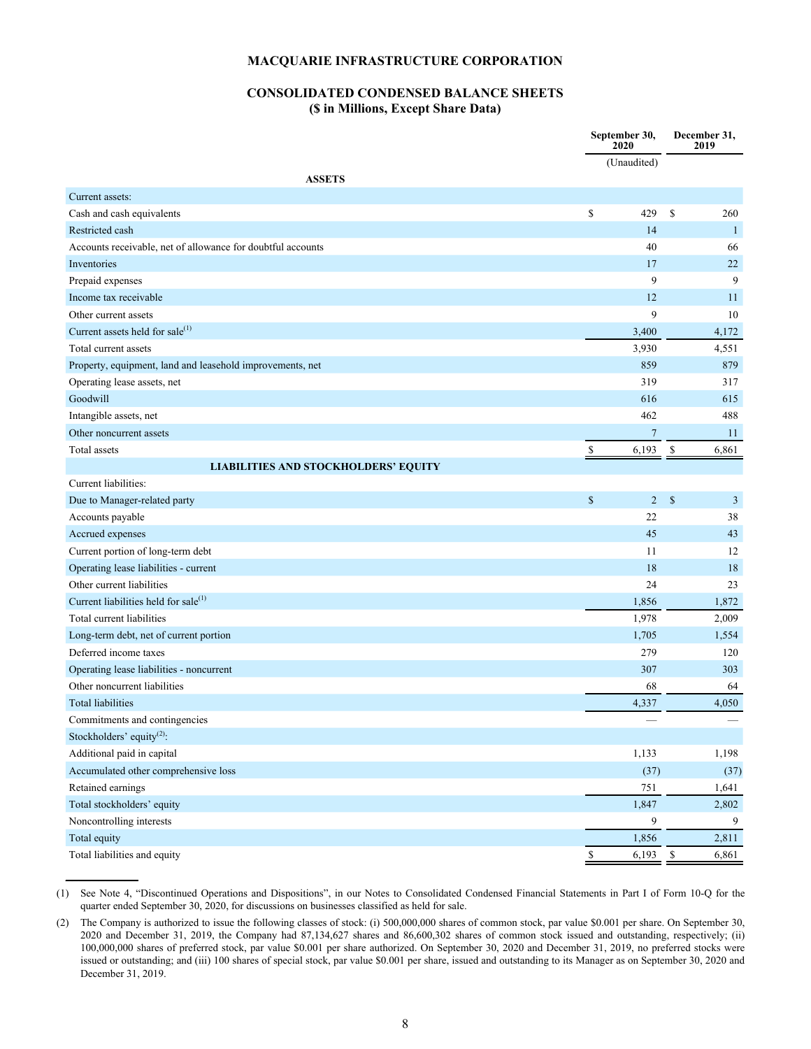# MACQUARIE INFRASTRUCTURE CORPORATION

## CONSOLIDATED CONDENSED BALANCE SHEETS
### ($ in Millions, Except Share Data)

| | September 30, 2020 | December 31, 2019 |
|---|---|---|
| | (Unaudited) | |
| **ASSETS** | | |
| Current assets: | | |
| Cash and cash equivalents | $ 429 | $ 260 |
| Restricted cash | 14 | 1 |
| Accounts receivable, net of allowance for doubtful accounts | 40 | 66 |
| Inventories | 17 | 22 |
| Prepaid expenses | 9 | 9 |
| Income tax receivable | 12 | 11 |
| Other current assets | 9 | 10 |
| Current assets held for sale(1) | 3,400 | 4,172 |
| Total current assets | 3,930 | 4,551 |
| Property, equipment, land and leasehold improvements, net | 859 | 879 |
| Operating lease assets, net | 319 | 317 |
| Goodwill | 616 | 615 |
| Intangible assets, net | 462 | 488 |
| Other noncurrent assets | 7 | 11 |
| Total assets | $ 6,193 | $ 6,861 |
| **LIABILITIES AND STOCKHOLDERS' EQUITY** | | |
| Current liabilities: | | |
| Due to Manager-related party | $ 2 | $ 3 |
| Accounts payable | 22 | 38 |
| Accrued expenses | 45 | 43 |
| Current portion of long-term debt | 11 | 12 |
| Operating lease liabilities - current | 18 | 18 |
| Other current liabilities | 24 | 23 |
| Current liabilities held for sale(1) | 1,856 | 1,872 |
| Total current liabilities | 1,978 | 2,009 |
| Long-term debt, net of current portion | 1,705 | 1,554 |
| Deferred income taxes | 279 | 120 |
| Operating lease liabilities - noncurrent | 307 | 303 |
| Other noncurrent liabilities | 68 | 64 |
| Total liabilities | 4,337 | 4,050 |
| Commitments and contingencies | — | — |
| Stockholders' equity(2): | | |
| Additional paid in capital | 1,133 | 1,198 |
| Accumulated other comprehensive loss | (37) | (37) |
| Retained earnings | 751 | 1,641 |
| Total stockholders' equity | 1,847 | 2,802 |
| Noncontrolling interests | 9 | 9 |
| Total equity | 1,856 | 2,811 |
| Total liabilities and equity | $ 6,193 | $ 6,861 |

(1) See Note 4, "Discontinued Operations and Dispositions", in our Notes to Consolidated Condensed Financial Statements in Part I of Form 10-Q for the quarter ended September 30, 2020, for discussions on businesses classified as held for sale.

(2) The Company is authorized to issue the following classes of stock: (i) 500,000,000 shares of common stock, par value $0.001 per share. On September 30, 2020 and December 31, 2019, the Company had 87,134,627 shares and 86,600,302 shares of common stock issued and outstanding, respectively; (ii) 100,000,000 shares of preferred stock, par value $0.001 per share authorized. On September 30, 2020 and December 31, 2019, no preferred stocks were issued or outstanding; and (iii) 100 shares of special stock, par value $0.001 per share, issued and outstanding to its Manager as on September 30, 2020 and December 31, 2019.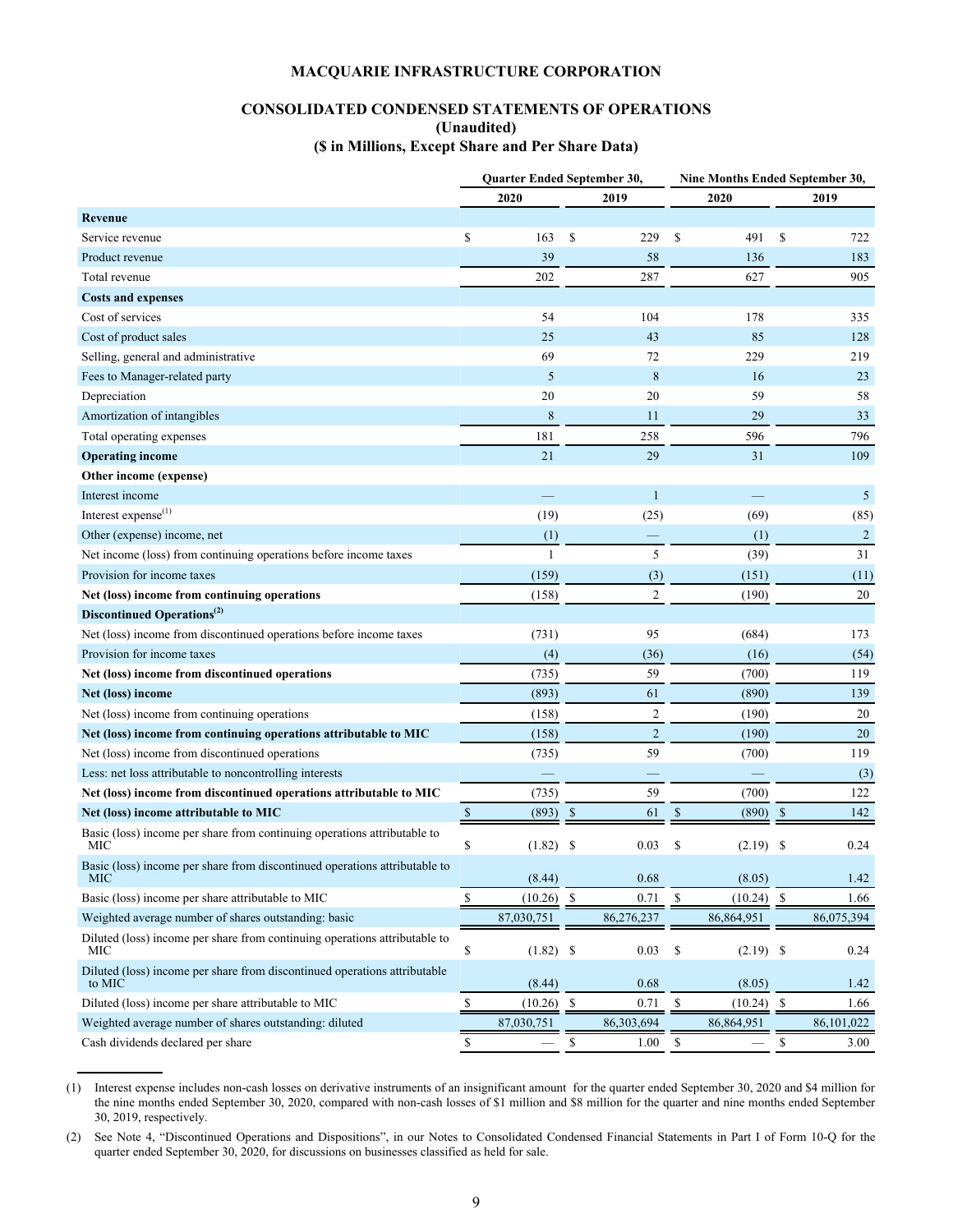# MACQUARIE INFRASTRUCTURE CORPORATION

## CONSOLIDATED CONDENSED STATEMENTS OF OPERATIONS

### (Unaudited)

### ($ in Millions, Except Share and Per Share Data)

| | Quarter Ended September 30, | | Nine Months Ended September 30, | |
|---|---|---|---|---|
| | 2020 | 2019 | 2020 | 2019 |
| **Revenue** | | | | |
| Service revenue | $ 163 | $ 229 | $ 491 | $ 722 |
| Product revenue | 39 | 58 | 136 | 183 |
| Total revenue | 202 | 287 | 627 | 905 |
| **Costs and expenses** | | | | |
| Cost of services | 54 | 104 | 178 | 335 |
| Cost of product sales | 25 | 43 | 85 | 128 |
| Selling, general and administrative | 69 | 72 | 229 | 219 |
| Fees to Manager-related party | 5 | 8 | 16 | 23 |
| Depreciation | 20 | 20 | 59 | 58 |
| Amortization of intangibles | 8 | 11 | 29 | 33 |
| Total operating expenses | 181 | 258 | 596 | 796 |
| **Operating income** | 21 | 29 | 31 | 109 |
| **Other income (expense)** | | | | |
| Interest income | — | 1 | — | 5 |
| Interest expense[(1)] | (19) | (25) | (69) | (85) |
| Other (expense) income, net | (1) | — | (1) | 2 |
| Net income (loss) from continuing operations before income taxes | 1 | 5 | (39) | 31 |
| Provision for income taxes | (159) | (3) | (151) | (11) |
| **Net (loss) income from continuing operations** | (158) | 2 | (190) | 20 |
| **Discontinued Operations[(2)]** | | | | |
| Net (loss) income from discontinued operations before income taxes | (731) | 95 | (684) | 173 |
| Provision for income taxes | (4) | (36) | (16) | (54) |
| **Net (loss) income from discontinued operations** | (735) | 59 | (700) | 119 |
| **Net (loss) income** | (893) | 61 | (890) | 139 |
| Net (loss) income from continuing operations | (158) | 2 | (190) | 20 |
| **Net (loss) income from continuing operations attributable to MIC** | (158) | 2 | (190) | 20 |
| Net (loss) income from discontinued operations | (735) | 59 | (700) | 119 |
| Less: net loss attributable to noncontrolling interests | — | — | — | (3) |
| **Net (loss) income from discontinued operations attributable to MIC** | (735) | 59 | (700) | 122 |
| **Net (loss) income attributable to MIC** | $ (893) | $ 61 | $ (890) | $ 142 |
| Basic (loss) income per share from continuing operations attributable to MIC | $ (1.82) | $ 0.03 | $ (2.19) | $ 0.24 |
| Basic (loss) income per share from discontinued operations attributable to MIC | (8.44) | 0.68 | (8.05) | 1.42 |
| Basic (loss) income per share attributable to MIC | $ (10.26) | $ 0.71 | $ (10.24) | $ 1.66 |
| Weighted average number of shares outstanding: basic | 87,030,751 | 86,276,237 | 86,864,951 | 86,075,394 |
| Diluted (loss) income per share from continuing operations attributable to MIC | $ (1.82) | $ 0.03 | $ (2.19) | $ 0.24 |
| Diluted (loss) income per share from discontinued operations attributable to MIC | (8.44) | 0.68 | (8.05) | 1.42 |
| Diluted (loss) income per share attributable to MIC | $ (10.26) | $ 0.71 | $ (10.24) | $ 1.66 |
| Weighted average number of shares outstanding: diluted | 87,030,751 | 86,303,694 | 86,864,951 | 86,101,022 |
| Cash dividends declared per share | $ — | $ 1.00 | $ — | $ 3.00 |

(1) Interest expense includes non-cash losses on derivative instruments of an insignificant amount for the quarter ended September 30, 2020 and $4 million for the nine months ended September 30, 2020, compared with non-cash losses of $1 million and $8 million for the quarter and nine months ended September 30, 2019, respectively.

(2) See Note 4, "Discontinued Operations and Dispositions", in our Notes to Consolidated Condensed Financial Statements in Part I of Form 10-Q for the quarter ended September 30, 2020, for discussions on businesses classified as held for sale.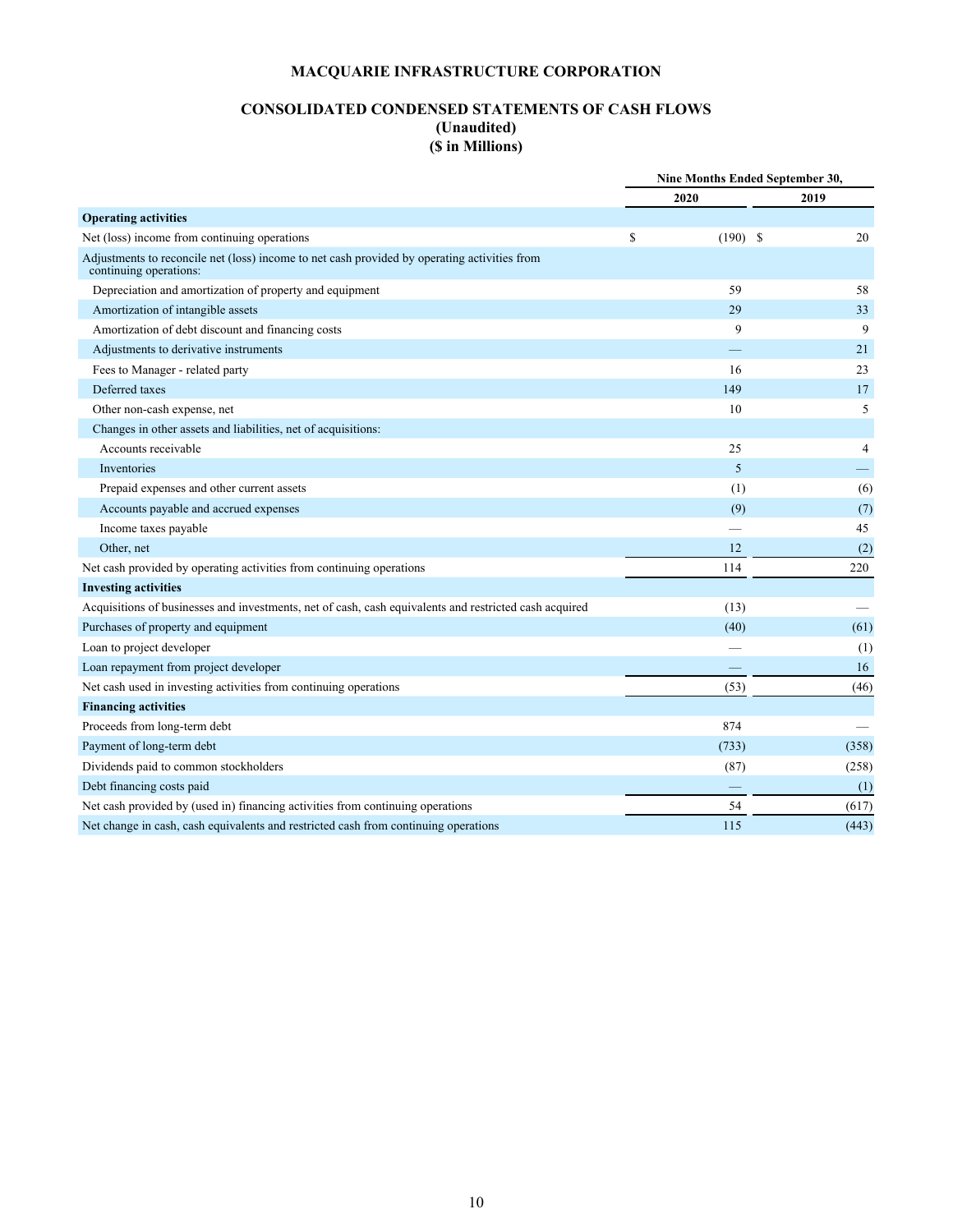# MACQUARIE INFRASTRUCTURE CORPORATION

## CONSOLIDATED CONDENSED STATEMENTS OF CASH FLOWS
### (Unaudited)
### ($ in Millions)

| | Nine Months Ended September 30, | |
|---|---|---|
| | 2020 | 2019 |
| **Operating activities** | | |
| Net (loss) income from continuing operations | $ (190) | $ 20 |
| Adjustments to reconcile net (loss) income to net cash provided by operating activities from continuing operations: | | |
| Depreciation and amortization of property and equipment | 59 | 58 |
| Amortization of intangible assets | 29 | 33 |
| Amortization of debt discount and financing costs | 9 | 9 |
| Adjustments to derivative instruments | — | 21 |
| Fees to Manager - related party | 16 | 23 |
| Deferred taxes | 149 | 17 |
| Other non-cash expense, net | 10 | 5 |
| Changes in other assets and liabilities, net of acquisitions: | | |
| Accounts receivable | 25 | 4 |
| Inventories | 5 | — |
| Prepaid expenses and other current assets | (1) | (6) |
| Accounts payable and accrued expenses | (9) | (7) |
| Income taxes payable | — | 45 |
| Other, net | 12 | (2) |
| Net cash provided by operating activities from continuing operations | 114 | 220 |
| **Investing activities** | | |
| Acquisitions of businesses and investments, net of cash, cash equivalents and restricted cash acquired | (13) | — |
| Purchases of property and equipment | (40) | (61) |
| Loan to project developer | — | (1) |
| Loan repayment from project developer | — | 16 |
| Net cash used in investing activities from continuing operations | (53) | (46) |
| **Financing activities** | | |
| Proceeds from long-term debt | 874 | — |
| Payment of long-term debt | (733) | (358) |
| Dividends paid to common stockholders | (87) | (258) |
| Debt financing costs paid | — | (1) |
| Net cash provided by (used in) financing activities from continuing operations | 54 | (617) |
| Net change in cash, cash equivalents and restricted cash from continuing operations | 115 | (443) |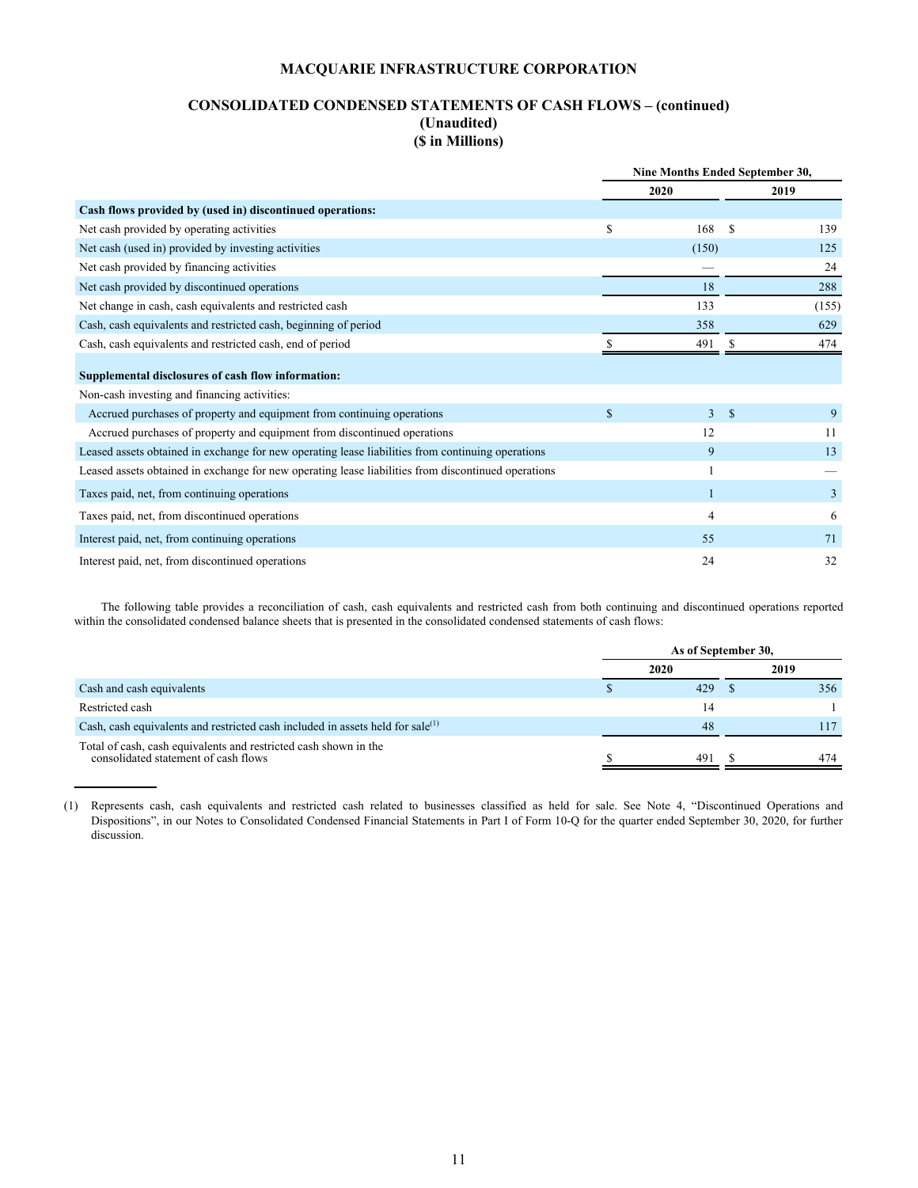# MACQUARIE INFRASTRUCTURE CORPORATION

## CONSOLIDATED CONDENSED STATEMENTS OF CASH FLOWS – (continued)
### (Unaudited)
### ($ in Millions)

| | Nine Months Ended September 30, | |
|---|---|---|
| | 2020 | 2019 |
| **Cash flows provided by (used in) discontinued operations:** | | |
| Net cash provided by operating activities | $ 168 | $ 139 |
| Net cash (used in) provided by investing activities | (150) | 125 |
| Net cash provided by financing activities | — | 24 |
| Net cash provided by discontinued operations | 18 | 288 |
| Net change in cash, cash equivalents and restricted cash | 133 | (155) |
| Cash, cash equivalents and restricted cash, beginning of period | 358 | 629 |
| Cash, cash equivalents and restricted cash, end of period | $ 491 | $ 474 |
| **Supplemental disclosures of cash flow information:** | | |
| Non-cash investing and financing activities: | | |
| Accrued purchases of property and equipment from continuing operations | $ 3 | $ 9 |
| Accrued purchases of property and equipment from discontinued operations | 12 | 11 |
| Leased assets obtained in exchange for new operating lease liabilities from continuing operations | 9 | 13 |
| Leased assets obtained in exchange for new operating lease liabilities from discontinued operations | 1 | — |
| Taxes paid, net, from continuing operations | 1 | 3 |
| Taxes paid, net, from discontinued operations | 4 | 6 |
| Interest paid, net, from continuing operations | 55 | 71 |
| Interest paid, net, from discontinued operations | 24 | 32 |

The following table provides a reconciliation of cash, cash equivalents and restricted cash from both continuing and discontinued operations reported within the consolidated condensed balance sheets that is presented in the consolidated condensed statements of cash flows:

| | As of September 30, | |
|---|---|---|
| | 2020 | 2019 |
| Cash and cash equivalents | $ 429 | $ 356 |
| Restricted cash | 14 | 1 |
| Cash, cash equivalents and restricted cash included in assets held for sale[(1)] | 48 | 117 |
| Total of cash, cash equivalents and restricted cash shown in the consolidated statement of cash flows | $ 491 | $ 474 |

---

(1) Represents cash, cash equivalents and restricted cash related to businesses classified as held for sale. See Note 4, "Discontinued Operations and Dispositions", in our Notes to Consolidated Condensed Financial Statements in Part I of Form 10-Q for the quarter ended September 30, 2020, for further discussion.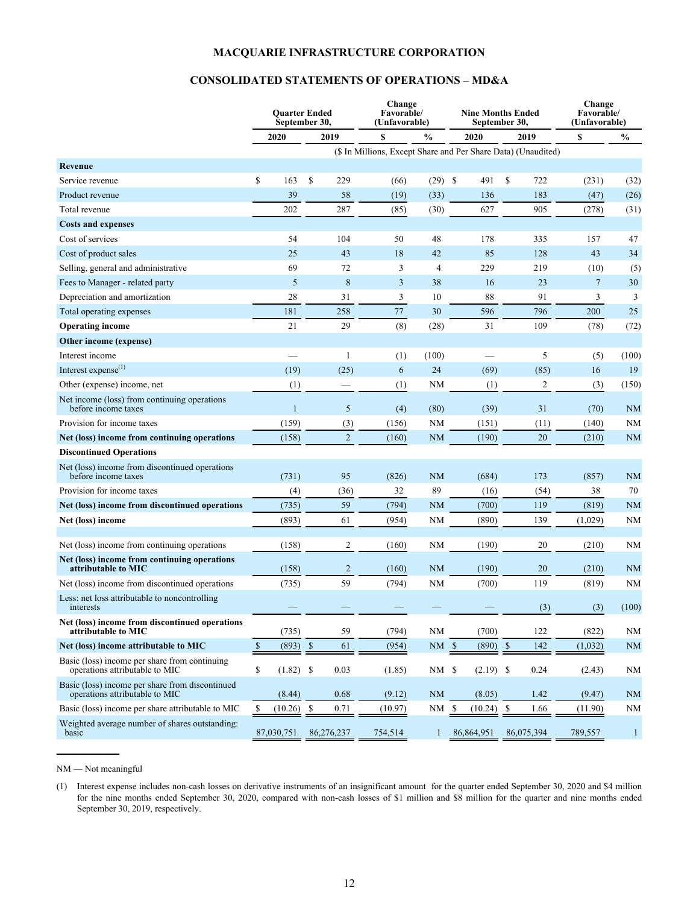# MACQUARIE INFRASTRUCTURE CORPORATION

## CONSOLIDATED STATEMENTS OF OPERATIONS – MD&A

| | Quarter Ended September 30, | | Change Favorable/ (Unfavorable) | | Nine Months Ended September 30, | | Change Favorable/ (Unfavorable) | |
|---|---|---|---|---|---|---|---|---|
| | 2020 | 2019 | $ | % | 2020 | 2019 | $ | % |
| | ($ In Millions, Except Share and Per Share Data) (Unaudited) | | | | | | | |
| **Revenue** | | | | | | | | |
| Service revenue | $ 163 | $ 229 | (66) | (29) | $ 491 | $ 722 | (231) | (32) |
| Product revenue | 39 | 58 | (19) | (33) | 136 | 183 | (47) | (26) |
| Total revenue | 202 | 287 | (85) | (30) | 627 | 905 | (278) | (31) |
| **Costs and expenses** | | | | | | | | |
| Cost of services | 54 | 104 | 50 | 48 | 178 | 335 | 157 | 47 |
| Cost of product sales | 25 | 43 | 18 | 42 | 85 | 128 | 43 | 34 |
| Selling, general and administrative | 69 | 72 | 3 | 4 | 229 | 219 | (10) | (5) |
| Fees to Manager - related party | 5 | 8 | 3 | 38 | 16 | 23 | 7 | 30 |
| Depreciation and amortization | 28 | 31 | 3 | 10 | 88 | 91 | 3 | 3 |
| Total operating expenses | 181 | 258 | 77 | 30 | 596 | 796 | 200 | 25 |
| **Operating income** | 21 | 29 | (8) | (28) | 31 | 109 | (78) | (72) |
| **Other income (expense)** | | | | | | | | |
| Interest income | — | 1 | (1) | (100) | — | 5 | (5) | (100) |
| Interest expense[(1)] | (19) | (25) | 6 | 24 | (69) | (85) | 16 | 19 |
| Other (expense) income, net | (1) | — | (1) | NM | (1) | 2 | (3) | (150) |
| Net income (loss) from continuing operations before income taxes | 1 | 5 | (4) | (80) | (39) | 31 | (70) | NM |
| Provision for income taxes | (159) | (3) | (156) | NM | (151) | (11) | (140) | NM |
| **Net (loss) income from continuing operations** | (158) | 2 | (160) | NM | (190) | 20 | (210) | NM |
| **Discontinued Operations** | | | | | | | | |
| Net (loss) income from discontinued operations before income taxes | (731) | 95 | (826) | NM | (684) | 173 | (857) | NM |
| Provision for income taxes | (4) | (36) | 32 | 89 | (16) | (54) | 38 | 70 |
| **Net (loss) income from discontinued operations** | (735) | 59 | (794) | NM | (700) | 119 | (819) | NM |
| **Net (loss) income** | (893) | 61 | (954) | NM | (890) | 139 | (1,029) | NM |
| | | | | | | | | |
| Net (loss) income from continuing operations | (158) | 2 | (160) | NM | (190) | 20 | (210) | NM |
| **Net (loss) income from continuing operations attributable to MIC** | (158) | 2 | (160) | NM | (190) | 20 | (210) | NM |
| Net (loss) income from discontinued operations | (735) | 59 | (794) | NM | (700) | 119 | (819) | NM |
| Less: net loss attributable to noncontrolling interests | — | — | — | — | — | (3) | (3) | (100) |
| **Net (loss) income from discontinued operations attributable to MIC** | (735) | 59 | (794) | NM | (700) | 122 | (822) | NM |
| **Net (loss) income attributable to MIC** | $ (893) | $ 61 | (954) | NM | $ (890) | $ 142 | (1,032) | NM |
| Basic (loss) income per share from continuing operations attributable to MIC | $ (1.82) | $ 0.03 | (1.85) | NM | $ (2.19) | $ 0.24 | (2.43) | NM |
| Basic (loss) income per share from discontinued operations attributable to MIC | (8.44) | 0.68 | (9.12) | NM | (8.05) | 1.42 | (9.47) | NM |
| Basic (loss) income per share attributable to MIC | $ (10.26) | $ 0.71 | (10.97) | NM | $ (10.24) | $ 1.66 | (11.90) | NM |
| Weighted average number of shares outstanding: basic | 87,030,751 | 86,276,237 | 754,514 | 1 | 86,864,951 | 86,075,394 | 789,557 | 1 |

NM — Not meaningful

(1) Interest expense includes non-cash losses on derivative instruments of an insignificant amount for the quarter ended September 30, 2020 and $4 million for the nine months ended September 30, 2020, compared with non-cash losses of $1 million and $8 million for the quarter and nine months ended September 30, 2019, respectively.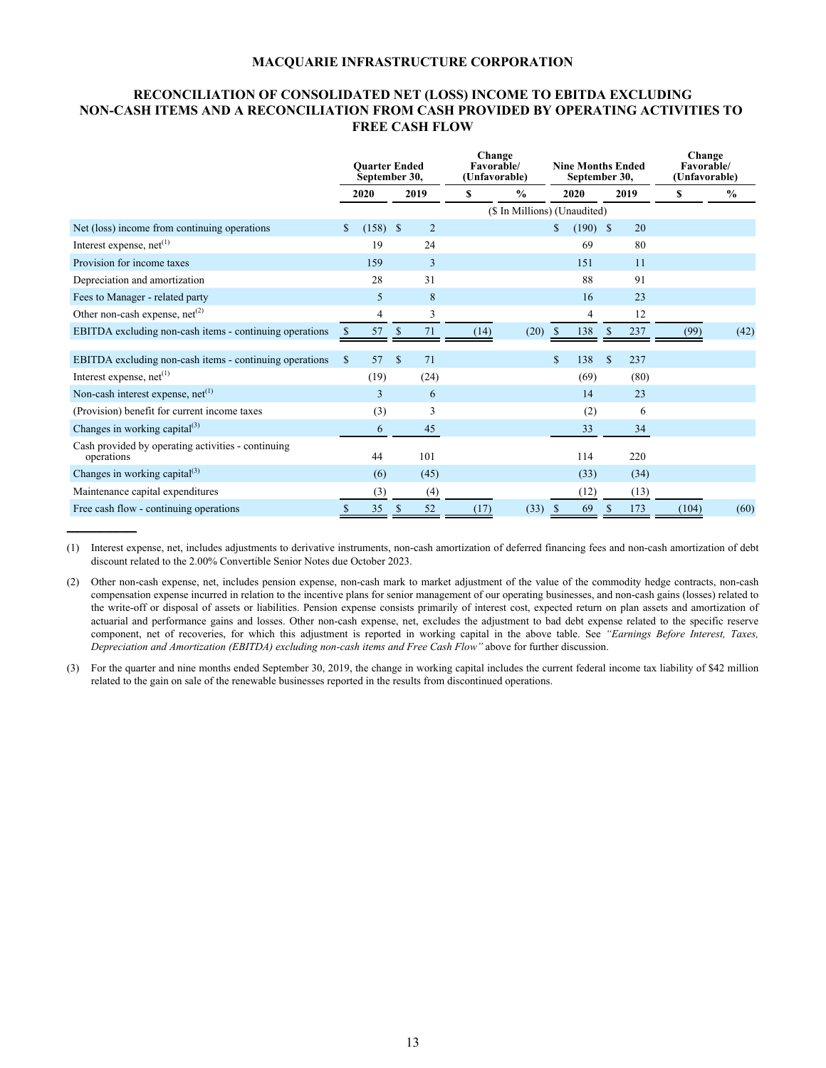**MACQUARIE INFRASTRUCTURE CORPORATION**

**RECONCILIATION OF CONSOLIDATED NET (LOSS) INCOME TO EBITDA EXCLUDING NON-CASH ITEMS AND A RECONCILIATION FROM CASH PROVIDED BY OPERATING ACTIVITIES TO FREE CASH FLOW**

| | Quarter Ended September 30, | | Change Favorable/ (Unfavorable) | | Nine Months Ended September 30, | | Change Favorable/ (Unfavorable) | |
|---|---|---|---|---|---|---|---|---|
| | 2020 | 2019 | $ | % | 2020 | 2019 | $ | % |
| | ($ In Millions) (Unaudited) | | | | | | | |
| Net (loss) income from continuing operations | $ (158) | $ 2 | | | $ (190) | $ 20 | | |
| Interest expense, net[(1)] | 19 | 24 | | | 69 | 80 | | |
| Provision for income taxes | 159 | 3 | | | 151 | 11 | | |
| Depreciation and amortization | 28 | 31 | | | 88 | 91 | | |
| Fees to Manager - related party | 5 | 8 | | | 16 | 23 | | |
| Other non-cash expense, net[(2)] | 4 | 3 | | | 4 | 12 | | |
| EBITDA excluding non-cash items - continuing operations | $ 57 | $ 71 | (14) | (20) | $ 138 | $ 237 | (99) | (42) |
| | | | | | | | | |
| EBITDA excluding non-cash items - continuing operations | $ 57 | $ 71 | | | $ 138 | $ 237 | | |
| Interest expense, net[(1)] | (19) | (24) | | | (69) | (80) | | |
| Non-cash interest expense, net[(1)] | 3 | 6 | | | 14 | 23 | | |
| (Provision) benefit for current income taxes | (3) | 3 | | | (2) | 6 | | |
| Changes in working capital[(3)] | 6 | 45 | | | 33 | 34 | | |
| Cash provided by operating activities - continuing operations | 44 | 101 | | | 114 | 220 | | |
| Changes in working capital[(3)] | (6) | (45) | | | (33) | (34) | | |
| Maintenance capital expenditures | (3) | (4) | | | (12) | (13) | | |
| Free cash flow - continuing operations | $ 35 | $ 52 | (17) | (33) | $ 69 | $ 173 | (104) | (60) |

(1) Interest expense, net, includes adjustments to derivative instruments, non-cash amortization of deferred financing fees and non-cash amortization of debt discount related to the 2.00% Convertible Senior Notes due October 2023.

(2) Other non-cash expense, net, includes pension expense, non-cash mark to market adjustment of the value of the commodity hedge contracts, non-cash compensation expense incurred in relation to the incentive plans for senior management of our operating businesses, and non-cash gains (losses) related to the write-off or disposal of assets or liabilities. Pension expense consists primarily of interest cost, expected return on plan assets and amortization of actuarial and performance gains and losses. Other non-cash expense, net, excludes the adjustment to bad debt expense related to the specific reserve component, net of recoveries, for which this adjustment is reported in working capital in the above table. See *"Earnings Before Interest, Taxes, Depreciation and Amortization (EBITDA) excluding non-cash items and Free Cash Flow"* above for further discussion.

(3) For the quarter and nine months ended September 30, 2019, the change in working capital includes the current federal income tax liability of $42 million related to the gain on sale of the renewable businesses reported in the results from discontinued operations.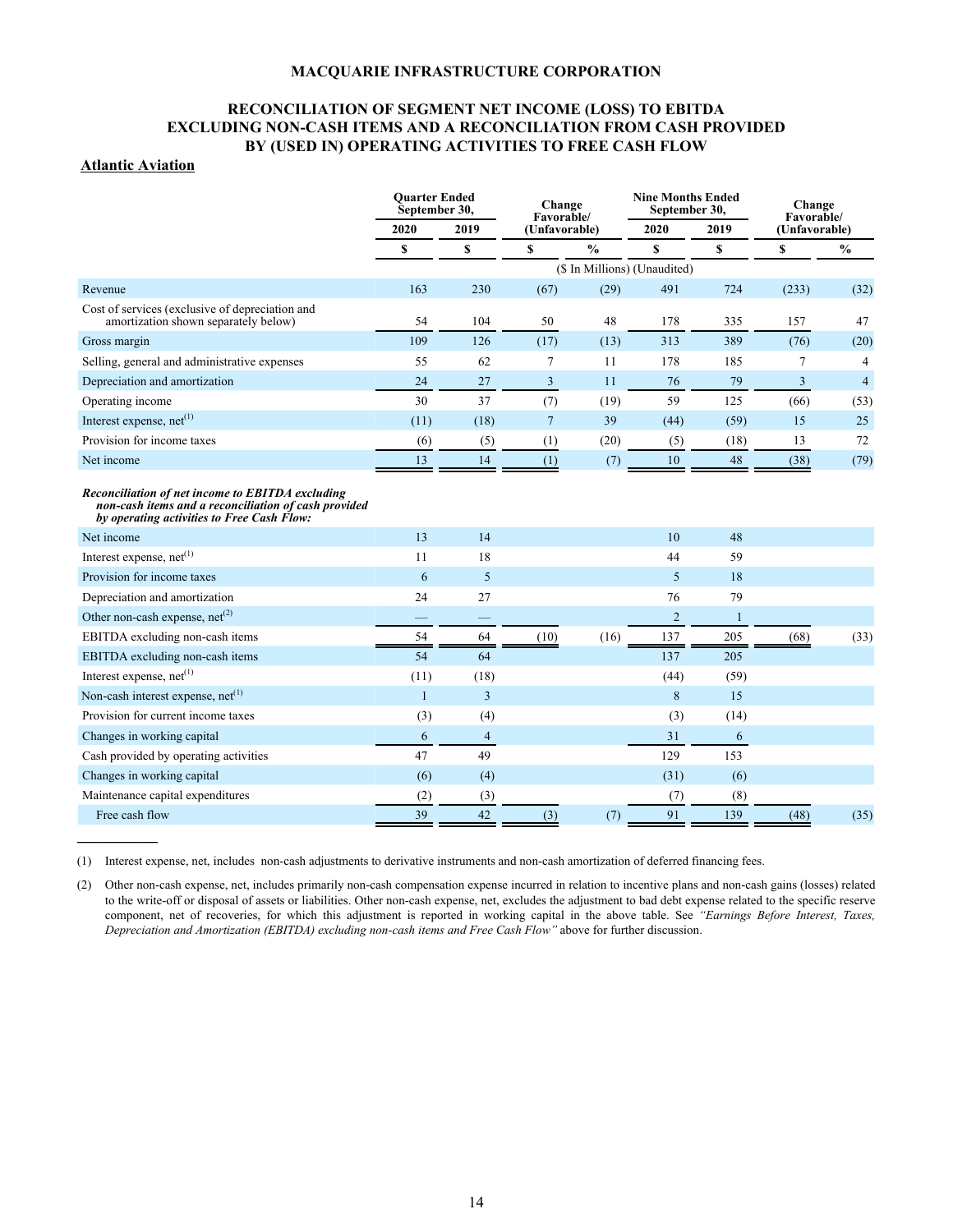**MACQUARIE INFRASTRUCTURE CORPORATION**

**RECONCILIATION OF SEGMENT NET INCOME (LOSS) TO EBITDA EXCLUDING NON-CASH ITEMS AND A RECONCILIATION FROM CASH PROVIDED BY (USED IN) OPERATING ACTIVITIES TO FREE CASH FLOW**

**Atlantic Aviation**

| | Quarter Ended September 30, | | Change Favorable/ (Unfavorable) | | Nine Months Ended September 30, | | Change Favorable/ (Unfavorable) | |
|---|---|---|---|---|---|---|---|---|
| | 2020 | 2019 | | | 2020 | 2019 | | |
| | $ | $ | $ | % | $ | $ | $ | % |
| | ($ In Millions) (Unaudited) | | | | | | | |
| Revenue | 163 | 230 | (67) | (29) | 491 | 724 | (233) | (32) |
| Cost of services (exclusive of depreciation and amortization shown separately below) | 54 | 104 | 50 | 48 | 178 | 335 | 157 | 47 |
| Gross margin | 109 | 126 | (17) | (13) | 313 | 389 | (76) | (20) |
| Selling, general and administrative expenses | 55 | 62 | 7 | 11 | 178 | 185 | 7 | 4 |
| Depreciation and amortization | 24 | 27 | 3 | 11 | 76 | 79 | 3 | 4 |
| Operating income | 30 | 37 | (7) | (19) | 59 | 125 | (66) | (53) |
| Interest expense, net[(1)] | (11) | (18) | 7 | 39 | (44) | (59) | 15 | 25 |
| Provision for income taxes | (6) | (5) | (1) | (20) | (5) | (18) | 13 | 72 |
| Net income | 13 | 14 | (1) | (7) | 10 | 48 | (38) | (79) |
| ***Reconciliation of net income to EBITDA excluding non-cash items and a reconciliation of cash provided by operating activities to Free Cash Flow:*** | | | | | | | | |
| Net income | 13 | 14 | | | 10 | 48 | | |
| Interest expense, net[(1)] | 11 | 18 | | | 44 | 59 | | |
| Provision for income taxes | 6 | 5 | | | 5 | 18 | | |
| Depreciation and amortization | 24 | 27 | | | 76 | 79 | | |
| Other non-cash expense, net[(2)] | — | — | | | 2 | 1 | | |
| EBITDA excluding non-cash items | 54 | 64 | (10) | (16) | 137 | 205 | (68) | (33) |
| EBITDA excluding non-cash items | 54 | 64 | | | 137 | 205 | | |
| Interest expense, net[(1)] | (11) | (18) | | | (44) | (59) | | |
| Non-cash interest expense, net[(1)] | 1 | 3 | | | 8 | 15 | | |
| Provision for current income taxes | (3) | (4) | | | (3) | (14) | | |
| Changes in working capital | 6 | 4 | | | 31 | 6 | | |
| Cash provided by operating activities | 47 | 49 | | | 129 | 153 | | |
| Changes in working capital | (6) | (4) | | | (31) | (6) | | |
| Maintenance capital expenditures | (2) | (3) | | | (7) | (8) | | |
| Free cash flow | 39 | 42 | (3) | (7) | 91 | 139 | (48) | (35) |

---

(1) Interest expense, net, includes non-cash adjustments to derivative instruments and non-cash amortization of deferred financing fees.

(2) Other non-cash expense, net, includes primarily non-cash compensation expense incurred in relation to incentive plans and non-cash gains (losses) related to the write-off or disposal of assets or liabilities. Other non-cash expense, net, excludes the adjustment to bad debt expense related to the specific reserve component, net of recoveries, for which this adjustment is reported in working capital in the above table. See *"Earnings Before Interest, Taxes, Depreciation and Amortization (EBITDA) excluding non-cash items and Free Cash Flow"* above for further discussion.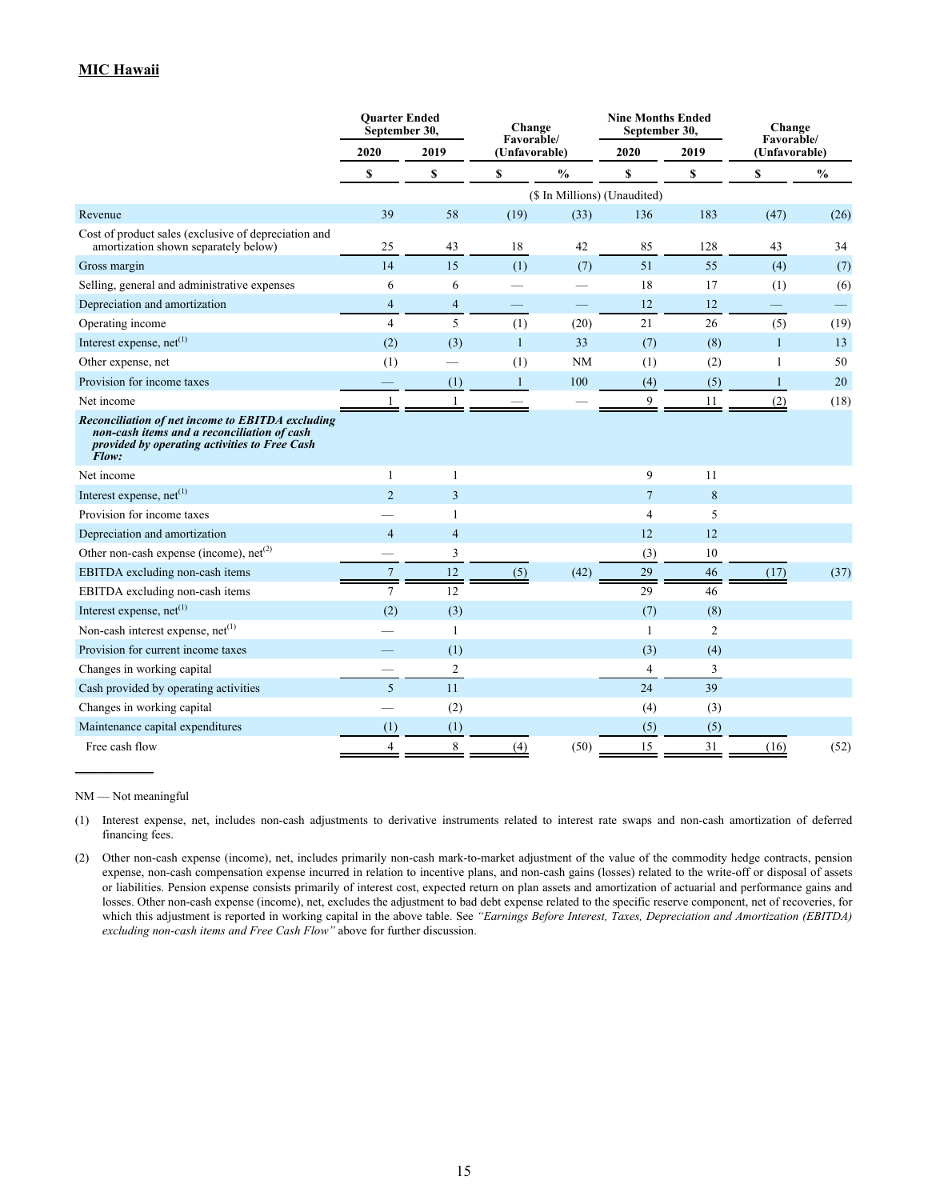## MIC Hawaii

| | Quarter Ended September 30, | | Change Favorable/ (Unfavorable) | | Nine Months Ended September 30, | | Change Favorable/ (Unfavorable) | |
|---|---|---|---|---|---|---|---|---|
| | 2020 | 2019 | | | 2020 | 2019 | | |
| | $ | $ | $ | % | $ | $ | $ | % |
| | ($ In Millions) (Unaudited) | | | | | | | |
| Revenue | 39 | 58 | (19) | (33) | 136 | 183 | (47) | (26) |
| Cost of product sales (exclusive of depreciation and amortization shown separately below) | 25 | 43 | 18 | 42 | 85 | 128 | 43 | 34 |
| Gross margin | 14 | 15 | (1) | (7) | 51 | 55 | (4) | (7) |
| Selling, general and administrative expenses | 6 | 6 | — | — | 18 | 17 | (1) | (6) |
| Depreciation and amortization | 4 | 4 | — | — | 12 | 12 | — | — |
| Operating income | 4 | 5 | (1) | (20) | 21 | 26 | (5) | (19) |
| Interest expense, net[(1)] | (2) | (3) | 1 | 33 | (7) | (8) | 1 | 13 |
| Other expense, net | (1) | — | (1) | NM | (1) | (2) | 1 | 50 |
| Provision for income taxes | — | (1) | 1 | 100 | (4) | (5) | 1 | 20 |
| Net income | 1 | 1 | — | — | 9 | 11 | (2) | (18) |
| ***Reconciliation of net income to EBITDA excluding non-cash items and a reconciliation of cash provided by operating activities to Free Cash Flow:*** | | | | | | | | |
| Net income | 1 | 1 | | | 9 | 11 | | |
| Interest expense, net[(1)] | 2 | 3 | | | 7 | 8 | | |
| Provision for income taxes | — | 1 | | | 4 | 5 | | |
| Depreciation and amortization | 4 | 4 | | | 12 | 12 | | |
| Other non-cash expense (income), net[(2)] | — | 3 | | | (3) | 10 | | |
| EBITDA excluding non-cash items | 7 | 12 | (5) | (42) | 29 | 46 | (17) | (37) |
| EBITDA excluding non-cash items | 7 | 12 | | | 29 | 46 | | |
| Interest expense, net[(1)] | (2) | (3) | | | (7) | (8) | | |
| Non-cash interest expense, net[(1)] | — | 1 | | | 1 | 2 | | |
| Provision for current income taxes | — | (1) | | | (3) | (4) | | |
| Changes in working capital | — | 2 | | | 4 | 3 | | |
| Cash provided by operating activities | 5 | 11 | | | 24 | 39 | | |
| Changes in working capital | — | (2) | | | (4) | (3) | | |
| Maintenance capital expenditures | (1) | (1) | | | (5) | (5) | | |
| Free cash flow | 4 | 8 | (4) | (50) | 15 | 31 | (16) | (52) |

NM — Not meaningful

(1) Interest expense, net, includes non-cash adjustments to derivative instruments related to interest rate swaps and non-cash amortization of deferred financing fees.

(2) Other non-cash expense (income), net, includes primarily non-cash mark-to-market adjustment of the value of the commodity hedge contracts, pension expense, non-cash compensation expense incurred in relation to incentive plans, and non-cash gains (losses) related to the write-off or disposal of assets or liabilities. Pension expense consists primarily of interest cost, expected return on plan assets and amortization of actuarial and performance gains and losses. Other non-cash expense (income), net, excludes the adjustment to bad debt expense related to the specific reserve component, net of recoveries, for which this adjustment is reported in working capital in the above table. See *"Earnings Before Interest, Taxes, Depreciation and Amortization (EBITDA) excluding non-cash items and Free Cash Flow"* above for further discussion.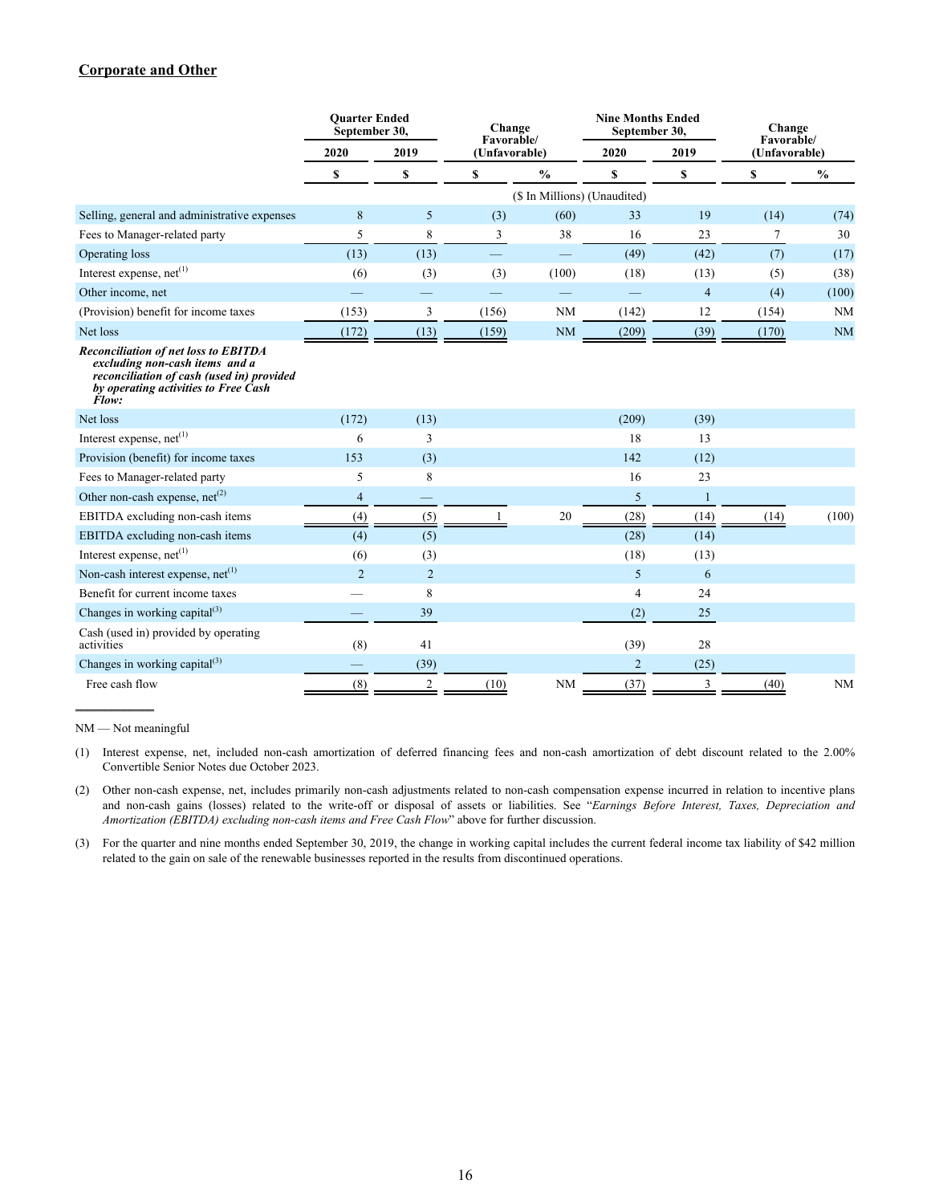## Corporate and Other

| | Quarter Ended September 30, | | Change Favorable/ (Unfavorable) | | Nine Months Ended September 30, | | Change Favorable/ (Unfavorable) | |
|---|---|---|---|---|---|---|---|---|
| | 2020 | 2019 | | | 2020 | 2019 | | |
| | $ | $ | $ | % | $ | $ | $ | % |
| | | | ($ In Millions) (Unaudited) | | | | | |
| Selling, general and administrative expenses | 8 | 5 | (3) | (60) | 33 | 19 | (14) | (74) |
| Fees to Manager-related party | 5 | 8 | 3 | 38 | 16 | 23 | 7 | 30 |
| Operating loss | (13) | (13) | — | — | (49) | (42) | (7) | (17) |
| Interest expense, net[(1)] | (6) | (3) | (3) | (100) | (18) | (13) | (5) | (38) |
| Other income, net | — | — | — | — | — | 4 | (4) | (100) |
| (Provision) benefit for income taxes | (153) | 3 | (156) | NM | (142) | 12 | (154) | NM |
| Net loss | (172) | (13) | (159) | NM | (209) | (39) | (170) | NM |
| ***Reconciliation of net loss to EBITDA excluding non-cash items and a reconciliation of cash (used in) provided by operating activities to Free Cash Flow:*** | | | | | | | | |
| Net loss | (172) | (13) | | | (209) | (39) | | |
| Interest expense, net[(1)] | 6 | 3 | | | 18 | 13 | | |
| Provision (benefit) for income taxes | 153 | (3) | | | 142 | (12) | | |
| Fees to Manager-related party | 5 | 8 | | | 16 | 23 | | |
| Other non-cash expense, net[(2)] | 4 | — | | | 5 | 1 | | |
| EBITDA excluding non-cash items | (4) | (5) | 1 | 20 | (28) | (14) | (14) | (100) |
| EBITDA excluding non-cash items | (4) | (5) | | | (28) | (14) | | |
| Interest expense, net[(1)] | (6) | (3) | | | (18) | (13) | | |
| Non-cash interest expense, net[(1)] | 2 | 2 | | | 5 | 6 | | |
| Benefit for current income taxes | — | 8 | | | 4 | 24 | | |
| Changes in working capital[(3)] | — | 39 | | | (2) | 25 | | |
| Cash (used in) provided by operating activities | (8) | 41 | | | (39) | 28 | | |
| Changes in working capital[(3)] | — | (39) | | | 2 | (25) | | |
| Free cash flow | (8) | 2 | (10) | NM | (37) | 3 | (40) | NM |

NM — Not meaningful

(1) Interest expense, net, included non-cash amortization of deferred financing fees and non-cash amortization of debt discount related to the 2.00% Convertible Senior Notes due October 2023.

(2) Other non-cash expense, net, includes primarily non-cash adjustments related to non-cash compensation expense incurred in relation to incentive plans and non-cash gains (losses) related to the write-off or disposal of assets or liabilities. See "*Earnings Before Interest, Taxes, Depreciation and Amortization (EBITDA) excluding non-cash items and Free Cash Flow*" above for further discussion.

(3) For the quarter and nine months ended September 30, 2019, the change in working capital includes the current federal income tax liability of $42 million related to the gain on sale of the renewable businesses reported in the results from discontinued operations.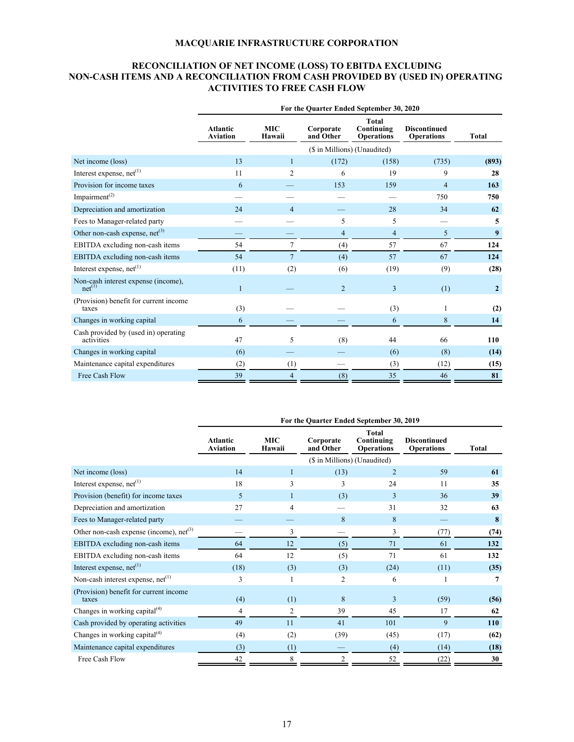## MACQUARIE INFRASTRUCTURE CORPORATION

## RECONCILIATION OF NET INCOME (LOSS) TO EBITDA EXCLUDING NON-CASH ITEMS AND A RECONCILIATION FROM CASH PROVIDED BY (USED IN) OPERATING ACTIVITIES TO FREE CASH FLOW

| | For the Quarter Ended September 30, 2020 | | | | | |
|---|---|---|---|---|---|---|
| | Atlantic Aviation | MIC Hawaii | Corporate and Other | Total Continuing Operations | Discontinued Operations | Total |
| | ($ in Millions) (Unaudited) | | | | | |
| Net income (loss) | 13 | 1 | (172) | (158) | (735) | **(893)** |
| Interest expense, net[1] | 11 | 2 | 6 | 19 | 9 | **28** |
| Provision for income taxes | 6 | — | 153 | 159 | 4 | **163** |
| Impairment[2] | — | — | — | — | 750 | **750** |
| Depreciation and amortization | 24 | 4 | — | 28 | 34 | **62** |
| Fees to Manager-related party | — | — | 5 | 5 | — | **5** |
| Other non-cash expense, net[3] | — | — | 4 | 4 | 5 | **9** |
| EBITDA excluding non-cash items | 54 | 7 | (4) | 57 | 67 | **124** |
| EBITDA excluding non-cash items | 54 | 7 | (4) | 57 | 67 | **124** |
| Interest expense, net[1] | (11) | (2) | (6) | (19) | (9) | **(28)** |
| Non-cash interest expense (income), net[1] | 1 | — | 2 | 3 | (1) | **2** |
| (Provision) benefit for current income taxes | (3) | — | — | (3) | 1 | **(2)** |
| Changes in working capital | 6 | — | — | 6 | 8 | **14** |
| Cash provided by (used in) operating activities | 47 | 5 | (8) | 44 | 66 | **110** |
| Changes in working capital | (6) | — | — | (6) | (8) | **(14)** |
| Maintenance capital expenditures | (2) | (1) | — | (3) | (12) | **(15)** |
| Free Cash Flow | 39 | 4 | (8) | 35 | 46 | **81** |

| | For the Quarter Ended September 30, 2019 | | | | | |
|---|---|---|---|---|---|---|
| | Atlantic Aviation | MIC Hawaii | Corporate and Other | Total Continuing Operations | Discontinued Operations | Total |
| | ($ in Millions) (Unaudited) | | | | | |
| Net income (loss) | 14 | 1 | (13) | 2 | 59 | **61** |
| Interest expense, net[1] | 18 | 3 | 3 | 24 | 11 | **35** |
| Provision (benefit) for income taxes | 5 | 1 | (3) | 3 | 36 | **39** |
| Depreciation and amortization | 27 | 4 | — | 31 | 32 | **63** |
| Fees to Manager-related party | — | — | 8 | 8 | — | **8** |
| Other non-cash expense (income), net[3] | — | 3 | — | 3 | (77) | **(74)** |
| EBITDA excluding non-cash items | 64 | 12 | (5) | 71 | 61 | **132** |
| EBITDA excluding non-cash items | 64 | 12 | (5) | 71 | 61 | **132** |
| Interest expense, net[1] | (18) | (3) | (3) | (24) | (11) | **(35)** |
| Non-cash interest expense, net[1] | 3 | 1 | 2 | 6 | 1 | **7** |
| (Provision) benefit for current income taxes | (4) | (1) | 8 | 3 | (59) | **(56)** |
| Changes in working capital[4] | 4 | 2 | 39 | 45 | 17 | **62** |
| Cash provided by operating activities | 49 | 11 | 41 | 101 | 9 | **110** |
| Changes in working capital[4] | (4) | (2) | (39) | (45) | (17) | **(62)** |
| Maintenance capital expenditures | (3) | (1) | — | (4) | (14) | **(18)** |
| Free Cash Flow | 42 | 8 | 2 | 52 | (22) | **30** |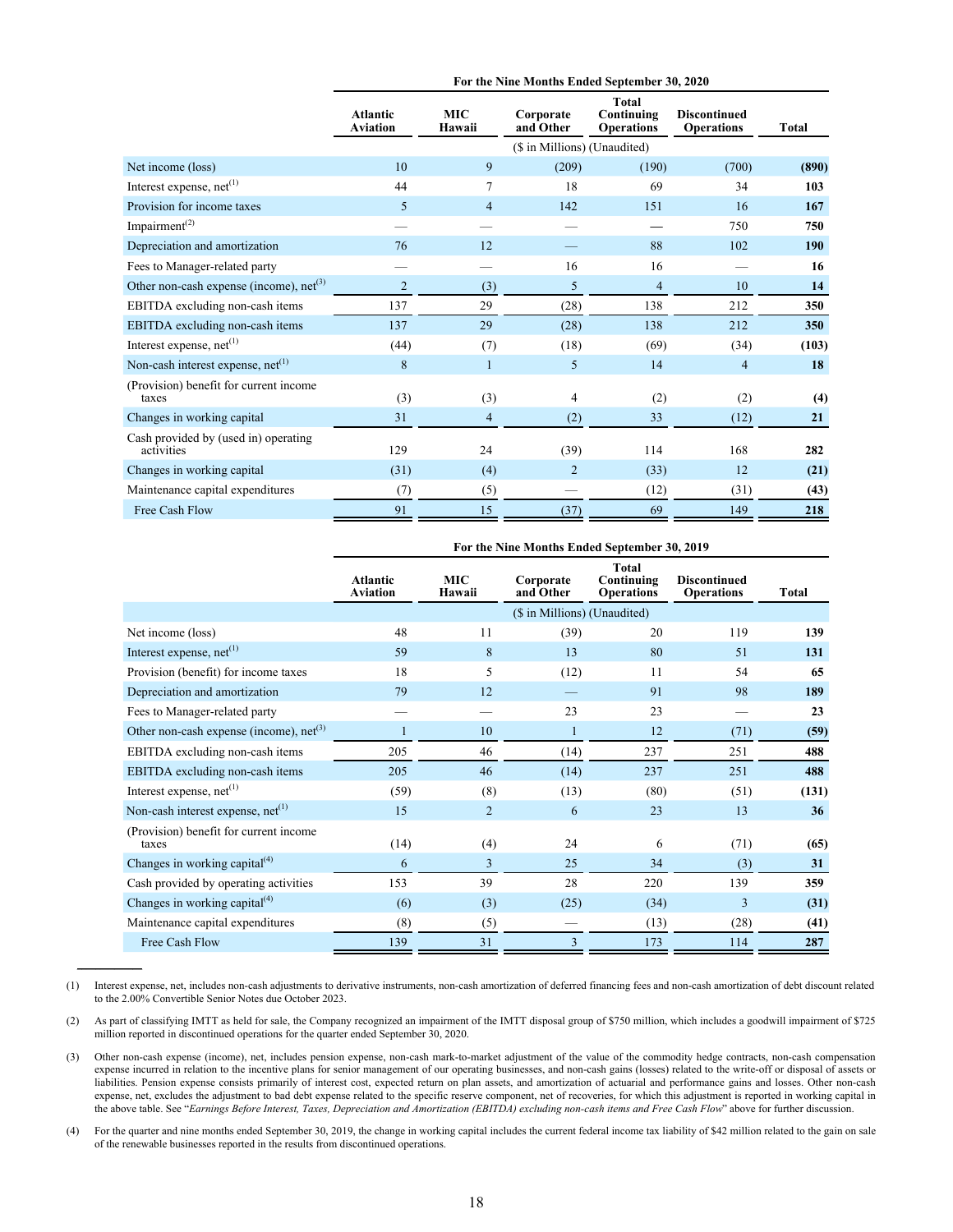| | For the Nine Months Ended September 30, 2020 | | | | | |
|---|---|---|---|---|---|---|
| | Atlantic Aviation | MIC Hawaii | Corporate and Other | Total Continuing Operations | Discontinued Operations | Total |
| | ($ in Millions) (Unaudited) | | | | | |
| Net income (loss) | 10 | 9 | (209) | (190) | (700) | **(890)** |
| Interest expense, net[(1)] | 44 | 7 | 18 | 69 | 34 | **103** |
| Provision for income taxes | 5 | 4 | 142 | 151 | 16 | **167** |
| Impairment[(2)] | — | — | — | — | 750 | **750** |
| Depreciation and amortization | 76 | 12 | — | 88 | 102 | **190** |
| Fees to Manager-related party | — | — | 16 | 16 | — | **16** |
| Other non-cash expense (income), net[(3)] | 2 | (3) | 5 | 4 | 10 | **14** |
| EBITDA excluding non-cash items | 137 | 29 | (28) | 138 | 212 | **350** |
| EBITDA excluding non-cash items | 137 | 29 | (28) | 138 | 212 | **350** |
| Interest expense, net[(1)] | (44) | (7) | (18) | (69) | (34) | **(103)** |
| Non-cash interest expense, net[(1)] | 8 | 1 | 5 | 14 | 4 | **18** |
| (Provision) benefit for current income taxes | (3) | (3) | 4 | (2) | (2) | **(4)** |
| Changes in working capital | 31 | 4 | (2) | 33 | (12) | **21** |
| Cash provided by (used in) operating activities | 129 | 24 | (39) | 114 | 168 | **282** |
| Changes in working capital | (31) | (4) | 2 | (33) | 12 | **(21)** |
| Maintenance capital expenditures | (7) | (5) | — | (12) | (31) | **(43)** |
| Free Cash Flow | 91 | 15 | (37) | 69 | 149 | **218** |

| | For the Nine Months Ended September 30, 2019 | | | | | |
|---|---|---|---|---|---|---|
| | Atlantic Aviation | MIC Hawaii | Corporate and Other | Total Continuing Operations | Discontinued Operations | Total |
| | ($ in Millions) (Unaudited) | | | | | |
| Net income (loss) | 48 | 11 | (39) | 20 | 119 | **139** |
| Interest expense, net[(1)] | 59 | 8 | 13 | 80 | 51 | **131** |
| Provision (benefit) for income taxes | 18 | 5 | (12) | 11 | 54 | **65** |
| Depreciation and amortization | 79 | 12 | — | 91 | 98 | **189** |
| Fees to Manager-related party | — | — | 23 | 23 | — | **23** |
| Other non-cash expense (income), net[(3)] | 1 | 10 | 1 | 12 | (71) | **(59)** |
| EBITDA excluding non-cash items | 205 | 46 | (14) | 237 | 251 | **488** |
| EBITDA excluding non-cash items | 205 | 46 | (14) | 237 | 251 | **488** |
| Interest expense, net[(1)] | (59) | (8) | (13) | (80) | (51) | **(131)** |
| Non-cash interest expense, net[(1)] | 15 | 2 | 6 | 23 | 13 | **36** |
| (Provision) benefit for current income taxes | (14) | (4) | 24 | 6 | (71) | **(65)** |
| Changes in working capital[(4)] | 6 | 3 | 25 | 34 | (3) | **31** |
| Cash provided by operating activities | 153 | 39 | 28 | 220 | 139 | **359** |
| Changes in working capital[(4)] | (6) | (3) | (25) | (34) | 3 | **(31)** |
| Maintenance capital expenditures | (8) | (5) | — | (13) | (28) | **(41)** |
| Free Cash Flow | 139 | 31 | 3 | 173 | 114 | **287** |

(1) Interest expense, net, includes non-cash adjustments to derivative instruments, non-cash amortization of deferred financing fees and non-cash amortization of debt discount related to the 2.00% Convertible Senior Notes due October 2023.

(2) As part of classifying IMTT as held for sale, the Company recognized an impairment of the IMTT disposal group of $750 million, which includes a goodwill impairment of $725 million reported in discontinued operations for the quarter ended September 30, 2020.

(3) Other non-cash expense (income), net, includes pension expense, non-cash mark-to-market adjustment of the value of the commodity hedge contracts, non-cash compensation expense incurred in relation to the incentive plans for senior management of our operating businesses, and non-cash gains (losses) related to the write-off or disposal of assets or liabilities. Pension expense consists primarily of interest cost, expected return on plan assets, and amortization of actuarial and performance gains and losses. Other non-cash expense, net, excludes the adjustment to bad debt expense related to the specific reserve component, net of recoveries, for which this adjustment is reported in working capital in the above table. See "*Earnings Before Interest, Taxes, Depreciation and Amortization (EBITDA) excluding non-cash items and Free Cash Flow*" above for further discussion.

(4) For the quarter and nine months ended September 30, 2019, the change in working capital includes the current federal income tax liability of $42 million related to the gain on sale of the renewable businesses reported in the results from discontinued operations.